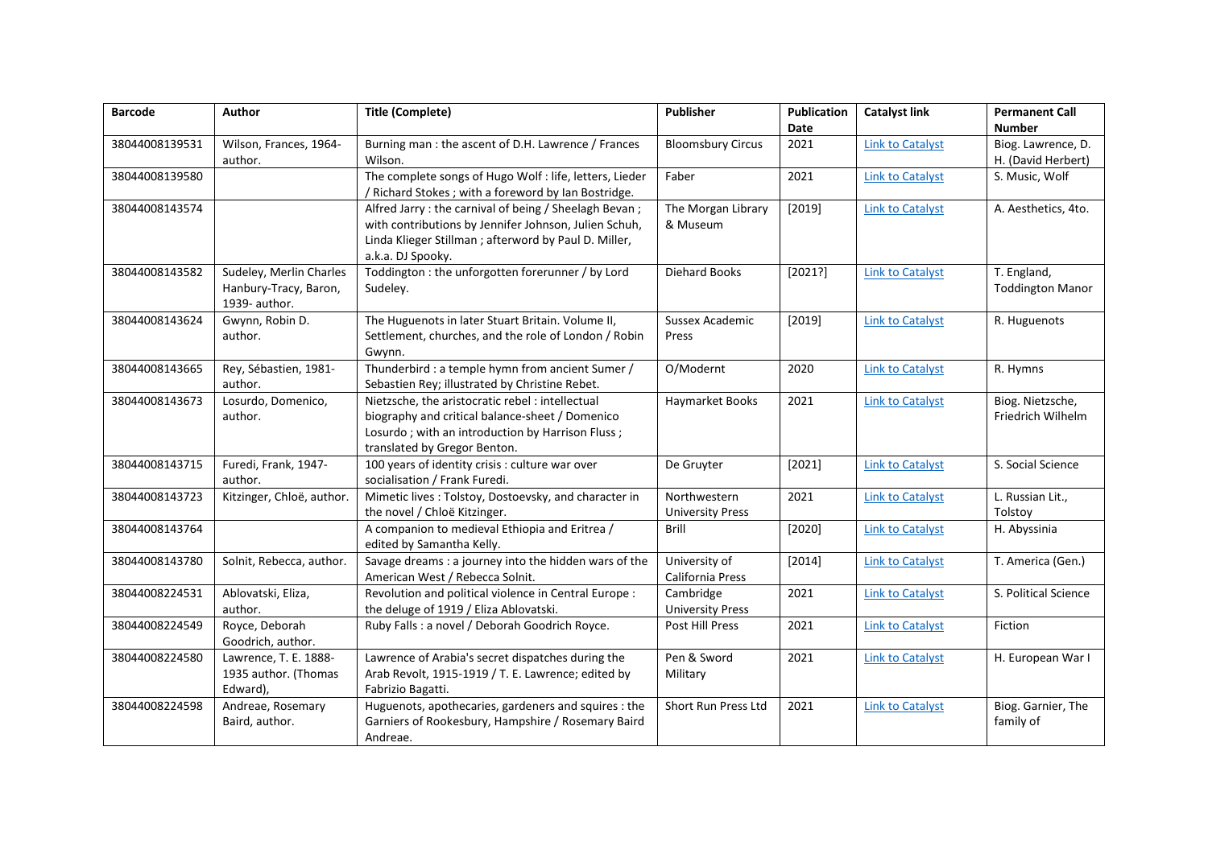| Barcode | Author | Title (Complete) | Publisher | Publication Date | Catalyst link | Permanent Call Number |
|---|---|---|---|---|---|---|
| 38044008139531 | Wilson, Frances, 1964- author. | Burning man : the ascent of D.H. Lawrence / Frances Wilson. | Bloomsbury Circus | 2021 | Link to Catalyst | Biog. Lawrence, D. H. (David Herbert) |
| 38044008139580 | | The complete songs of Hugo Wolf : life, letters, Lieder / Richard Stokes ; with a foreword by Ian Bostridge. | Faber | 2021 | Link to Catalyst | S. Music, Wolf |
| 38044008143574 | | Alfred Jarry : the carnival of being / Sheelagh Bevan ; with contributions by Jennifer Johnson, Julien Schuh, Linda Klieger Stillman ; afterword by Paul D. Miller, a.k.a. DJ Spooky. | The Morgan Library & Museum | [2019] | Link to Catalyst | A. Aesthetics, 4to. |
| 38044008143582 | Sudeley, Merlin Charles Hanbury-Tracy, Baron, 1939- author. | Toddington : the unforgotten forerunner / by Lord Sudeley. | Diehard Books | [2021?] | Link to Catalyst | T. England, Toddington Manor |
| 38044008143624 | Gwynn, Robin D. author. | The Huguenots in later Stuart Britain. Volume II, Settlement, churches, and the role of London / Robin Gwynn. | Sussex Academic Press | [2019] | Link to Catalyst | R. Huguenots |
| 38044008143665 | Rey, Sébastien, 1981- author. | Thunderbird : a temple hymn from ancient Sumer / Sebastien Rey; illustrated by Christine Rebet. | O/Modernt | 2020 | Link to Catalyst | R. Hymns |
| 38044008143673 | Losurdo, Domenico, author. | Nietzsche, the aristocratic rebel : intellectual biography and critical balance-sheet / Domenico Losurdo ; with an introduction by Harrison Fluss ; translated by Gregor Benton. | Haymarket Books | 2021 | Link to Catalyst | Biog. Nietzsche, Friedrich Wilhelm |
| 38044008143715 | Furedi, Frank, 1947- author. | 100 years of identity crisis : culture war over socialisation / Frank Furedi. | De Gruyter | [2021] | Link to Catalyst | S. Social Science |
| 38044008143723 | Kitzinger, Chloë, author. | Mimetic lives : Tolstoy, Dostoevsky, and character in the novel / Chloë Kitzinger. | Northwestern University Press | 2021 | Link to Catalyst | L. Russian Lit., Tolstoy |
| 38044008143764 | | A companion to medieval Ethiopia and Eritrea / edited by Samantha Kelly. | Brill | [2020] | Link to Catalyst | H. Abyssinia |
| 38044008143780 | Solnit, Rebecca, author. | Savage dreams : a journey into the hidden wars of the American West / Rebecca Solnit. | University of California Press | [2014] | Link to Catalyst | T. America (Gen.) |
| 38044008224531 | Ablovatski, Eliza, author. | Revolution and political violence in Central Europe : the deluge of 1919 / Eliza Ablovatski. | Cambridge University Press | 2021 | Link to Catalyst | S. Political Science |
| 38044008224549 | Royce, Deborah Goodrich, author. | Ruby Falls : a novel / Deborah Goodrich Royce. | Post Hill Press | 2021 | Link to Catalyst | Fiction |
| 38044008224580 | Lawrence, T. E. 1888-1935 author. (Thomas Edward), | Lawrence of Arabia's secret dispatches during the Arab Revolt, 1915-1919 / T. E. Lawrence; edited by Fabrizio Bagatti. | Pen & Sword Military | 2021 | Link to Catalyst | H. European War I |
| 38044008224598 | Andreae, Rosemary Baird, author. | Huguenots, apothecaries, gardeners and squires : the Garniers of Rookesbury, Hampshire / Rosemary Baird Andreae. | Short Run Press Ltd | 2021 | Link to Catalyst | Biog. Garnier, The family of |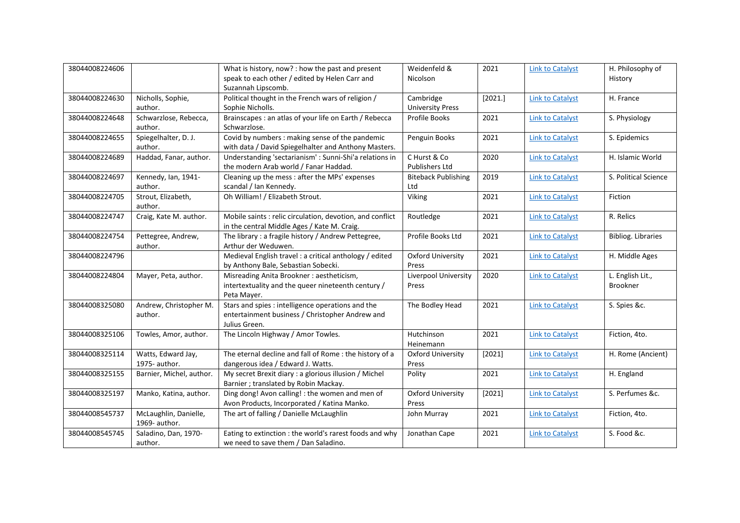| | | | | | | |
|---|---|---|---|---|---|---|
| 38044008224606 | | What is history, now? : how the past and present speak to each other / edited by Helen Carr and Suzannah Lipscomb. | Weidenfeld & Nicolson | 2021 | Link to Catalyst | H. Philosophy of History |
| 38044008224630 | Nicholls, Sophie, author. | Political thought in the French wars of religion / Sophie Nicholls. | Cambridge University Press | [2021.] | Link to Catalyst | H. France |
| 38044008224648 | Schwarzlose, Rebecca, author. | Brainscapes : an atlas of your life on Earth / Rebecca Schwarzlose. | Profile Books | 2021 | Link to Catalyst | S. Physiology |
| 38044008224655 | Spiegelhalter, D. J. author. | Covid by numbers : making sense of the pandemic with data / David Spiegelhalter and Anthony Masters. | Penguin Books | 2021 | Link to Catalyst | S. Epidemics |
| 38044008224689 | Haddad, Fanar, author. | Understanding 'sectarianism' : Sunni-Shi'a relations in the modern Arab world / Fanar Haddad. | C Hurst & Co Publishers Ltd | 2020 | Link to Catalyst | H. Islamic World |
| 38044008224697 | Kennedy, Ian, 1941- author. | Cleaning up the mess : after the MPs' expenses scandal / Ian Kennedy. | Biteback Publishing Ltd | 2019 | Link to Catalyst | S. Political Science |
| 38044008224705 | Strout, Elizabeth, author. | Oh William! / Elizabeth Strout. | Viking | 2021 | Link to Catalyst | Fiction |
| 38044008224747 | Craig, Kate M. author. | Mobile saints : relic circulation, devotion, and conflict in the central Middle Ages / Kate M. Craig. | Routledge | 2021 | Link to Catalyst | R. Relics |
| 38044008224754 | Pettegree, Andrew, author. | The library : a fragile history / Andrew Pettegree, Arthur der Weduwen. | Profile Books Ltd | 2021 | Link to Catalyst | Bibliog. Libraries |
| 38044008224796 | | Medieval English travel : a critical anthology / edited by Anthony Bale, Sebastian Sobecki. | Oxford University Press | 2021 | Link to Catalyst | H. Middle Ages |
| 38044008224804 | Mayer, Peta, author. | Misreading Anita Brookner : aestheticism, intertextuality and the queer nineteenth century / Peta Mayer. | Liverpool University Press | 2020 | Link to Catalyst | L. English Lit., Brookner |
| 38044008325080 | Andrew, Christopher M. author. | Stars and spies : intelligence operations and the entertainment business / Christopher Andrew and Julius Green. | The Bodley Head | 2021 | Link to Catalyst | S. Spies &c. |
| 38044008325106 | Towles, Amor, author. | The Lincoln Highway / Amor Towles. | Hutchinson Heinemann | 2021 | Link to Catalyst | Fiction, 4to. |
| 38044008325114 | Watts, Edward Jay, 1975- author. | The eternal decline and fall of Rome : the history of a dangerous idea / Edward J. Watts. | Oxford University Press | [2021] | Link to Catalyst | H. Rome (Ancient) |
| 38044008325155 | Barnier, Michel, author. | My secret Brexit diary : a glorious illusion / Michel Barnier ; translated by Robin Mackay. | Polity | 2021 | Link to Catalyst | H. England |
| 38044008325197 | Manko, Katina, author. | Ding dong! Avon calling! : the women and men of Avon Products, Incorporated / Katina Manko. | Oxford University Press | [2021] | Link to Catalyst | S. Perfumes &c. |
| 38044008545737 | McLaughlin, Danielle, 1969- author. | The art of falling / Danielle McLaughlin | John Murray | 2021 | Link to Catalyst | Fiction, 4to. |
| 38044008545745 | Saladino, Dan, 1970- author. | Eating to extinction : the world's rarest foods and why we need to save them / Dan Saladino. | Jonathan Cape | 2021 | Link to Catalyst | S. Food &c. |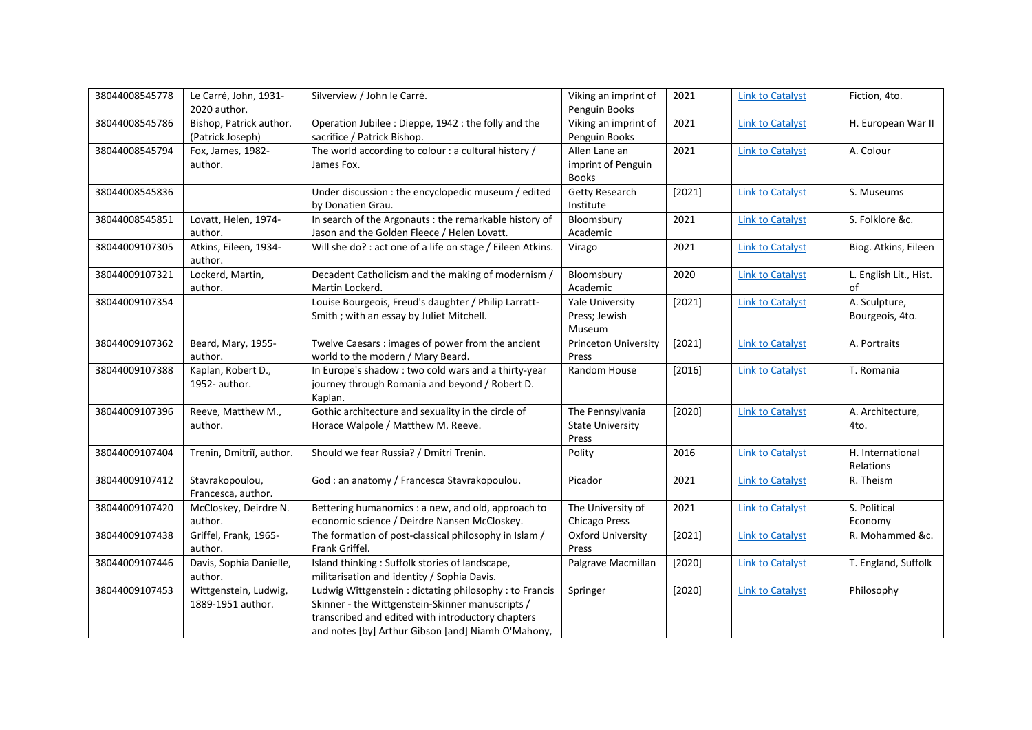| 38044008545778 | Le Carré, John, 1931-2020 author. | Silverview / John le Carré. | Viking an imprint of Penguin Books | 2021 | Link to Catalyst | Fiction, 4to. |
|---|---|---|---|---|---|---|
| 38044008545786 | Bishop, Patrick author. (Patrick Joseph) | Operation Jubilee : Dieppe, 1942 : the folly and the sacrifice / Patrick Bishop. | Viking an imprint of Penguin Books | 2021 | Link to Catalyst | H. European War II |
| 38044008545794 | Fox, James, 1982- author. | The world according to colour : a cultural history / James Fox. | Allen Lane an imprint of Penguin Books | 2021 | Link to Catalyst | A. Colour |
| 38044008545836 | | Under discussion : the encyclopedic museum / edited by Donatien Grau. | Getty Research Institute | [2021] | Link to Catalyst | S. Museums |
| 38044008545851 | Lovatt, Helen, 1974- author. | In search of the Argonauts : the remarkable history of Jason and the Golden Fleece / Helen Lovatt. | Bloomsbury Academic | 2021 | Link to Catalyst | S. Folklore &c. |
| 38044009107305 | Atkins, Eileen, 1934- author. | Will she do? : act one of a life on stage / Eileen Atkins. | Virago | 2021 | Link to Catalyst | Biog. Atkins, Eileen |
| 38044009107321 | Lockerd, Martin, author. | Decadent Catholicism and the making of modernism / Martin Lockerd. | Bloomsbury Academic | 2020 | Link to Catalyst | L. English Lit., Hist. of |
| 38044009107354 | | Louise Bourgeois, Freud's daughter / Philip Larratt-Smith ; with an essay by Juliet Mitchell. | Yale University Press; Jewish Museum | [2021] | Link to Catalyst | A. Sculpture, Bourgeois, 4to. |
| 38044009107362 | Beard, Mary, 1955- author. | Twelve Caesars : images of power from the ancient world to the modern / Mary Beard. | Princeton University Press | [2021] | Link to Catalyst | A. Portraits |
| 38044009107388 | Kaplan, Robert D., 1952- author. | In Europe's shadow : two cold wars and a thirty-year journey through Romania and beyond / Robert D. Kaplan. | Random House | [2016] | Link to Catalyst | T. Romania |
| 38044009107396 | Reeve, Matthew M., author. | Gothic architecture and sexuality in the circle of Horace Walpole / Matthew M. Reeve. | The Pennsylvania State University Press | [2020] | Link to Catalyst | A. Architecture, 4to. |
| 38044009107404 | Trenin, Dmitriĭ, author. | Should we fear Russia? / Dmitri Trenin. | Polity | 2016 | Link to Catalyst | H. International Relations |
| 38044009107412 | Stavrakopoulou, Francesca, author. | God : an anatomy / Francesca Stavrakopoulou. | Picador | 2021 | Link to Catalyst | R. Theism |
| 38044009107420 | McCloskey, Deirdre N. author. | Bettering humanomics : a new, and old, approach to economic science / Deirdre Nansen McCloskey. | The University of Chicago Press | 2021 | Link to Catalyst | S. Political Economy |
| 38044009107438 | Griffel, Frank, 1965- author. | The formation of post-classical philosophy in Islam / Frank Griffel. | Oxford University Press | [2021] | Link to Catalyst | R. Mohammed &c. |
| 38044009107446 | Davis, Sophia Danielle, author. | Island thinking : Suffolk stories of landscape, militarisation and identity / Sophia Davis. | Palgrave Macmillan | [2020] | Link to Catalyst | T. England, Suffolk |
| 38044009107453 | Wittgenstein, Ludwig, 1889-1951 author. | Ludwig Wittgenstein : dictating philosophy : to Francis Skinner - the Wittgenstein-Skinner manuscripts / transcribed and edited with introductory chapters and notes [by] Arthur Gibson [and] Niamh O'Mahony, | Springer | [2020] | Link to Catalyst | Philosophy |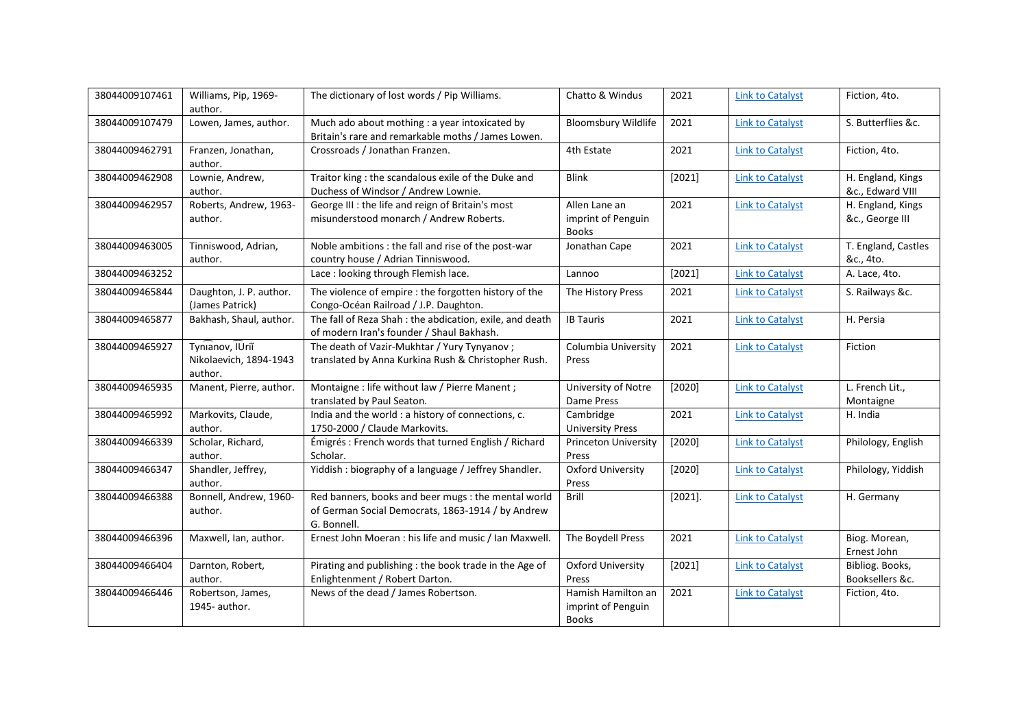| 38044009107461 | Williams, Pip, 1969- author. | The dictionary of lost words / Pip Williams. | Chatto & Windus | 2021 | Link to Catalyst | Fiction, 4to. |
|---|---|---|---|---|---|---|
| 38044009107479 | Lowen, James, author. | Much ado about mothing : a year intoxicated by Britain's rare and remarkable moths / James Lowen. | Bloomsbury Wildlife | 2021 | Link to Catalyst | S. Butterflies &c. |
| 38044009462791 | Franzen, Jonathan, author. | Crossroads / Jonathan Franzen. | 4th Estate | 2021 | Link to Catalyst | Fiction, 4to. |
| 38044009462908 | Lownie, Andrew, author. | Traitor king : the scandalous exile of the Duke and Duchess of Windsor / Andrew Lownie. | Blink | [2021] | Link to Catalyst | H. England, Kings &c., Edward VIII |
| 38044009462957 | Roberts, Andrew, 1963- author. | George III : the life and reign of Britain's most misunderstood monarch / Andrew Roberts. | Allen Lane an imprint of Penguin Books | 2021 | Link to Catalyst | H. England, Kings &c., George III |
| 38044009463005 | Tinniswood, Adrian, author. | Noble ambitions : the fall and rise of the post-war country house / Adrian Tinniswood. | Jonathan Cape | 2021 | Link to Catalyst | T. England, Castles &c., 4to. |
| 38044009463252 | | Lace : looking through Flemish lace. | Lannoo | [2021] | Link to Catalyst | A. Lace, 4to. |
| 38044009465844 | Daughton, J. P. author. (James Patrick) | The violence of empire : the forgotten history of the Congo-Océan Railroad / J.P. Daughton. | The History Press | 2021 | Link to Catalyst | S. Railways &c. |
| 38044009465877 | Bakhash, Shaul, author. | The fall of Reza Shah : the abdication, exile, and death of modern Iran's founder / Shaul Bakhash. | IB Tauris | 2021 | Link to Catalyst | H. Persia |
| 38044009465927 | Tyni͡anov, I͡Uriĭ Nikolaevich, 1894-1943 author. | The death of Vazir-Mukhtar / Yury Tynyanov ; translated by Anna Kurkina Rush & Christopher Rush. | Columbia University Press | 2021 | Link to Catalyst | Fiction |
| 38044009465935 | Manent, Pierre, author. | Montaigne : life without law / Pierre Manent ; translated by Paul Seaton. | University of Notre Dame Press | [2020] | Link to Catalyst | L. French Lit., Montaigne |
| 38044009465992 | Markovits, Claude, author. | India and the world : a history of connections, c. 1750-2000 / Claude Markovits. | Cambridge University Press | 2021 | Link to Catalyst | H. India |
| 38044009466339 | Scholar, Richard, author. | Émigrés : French words that turned English / Richard Scholar. | Princeton University Press | [2020] | Link to Catalyst | Philology, English |
| 38044009466347 | Shandler, Jeffrey, author. | Yiddish : biography of a language / Jeffrey Shandler. | Oxford University Press | [2020] | Link to Catalyst | Philology, Yiddish |
| 38044009466388 | Bonnell, Andrew, 1960- author. | Red banners, books and beer mugs : the mental world of German Social Democrats, 1863-1914 / by Andrew G. Bonnell. | Brill | [2021]. | Link to Catalyst | H. Germany |
| 38044009466396 | Maxwell, Ian, author. | Ernest John Moeran : his life and music / Ian Maxwell. | The Boydell Press | 2021 | Link to Catalyst | Biog. Morean, Ernest John |
| 38044009466404 | Darnton, Robert, author. | Pirating and publishing : the book trade in the Age of Enlightenment / Robert Darton. | Oxford University Press | [2021] | Link to Catalyst | Bibliog. Books, Booksellers &c. |
| 38044009466446 | Robertson, James, 1945- author. | News of the dead / James Robertson. | Hamish Hamilton an imprint of Penguin Books | 2021 | Link to Catalyst | Fiction, 4to. |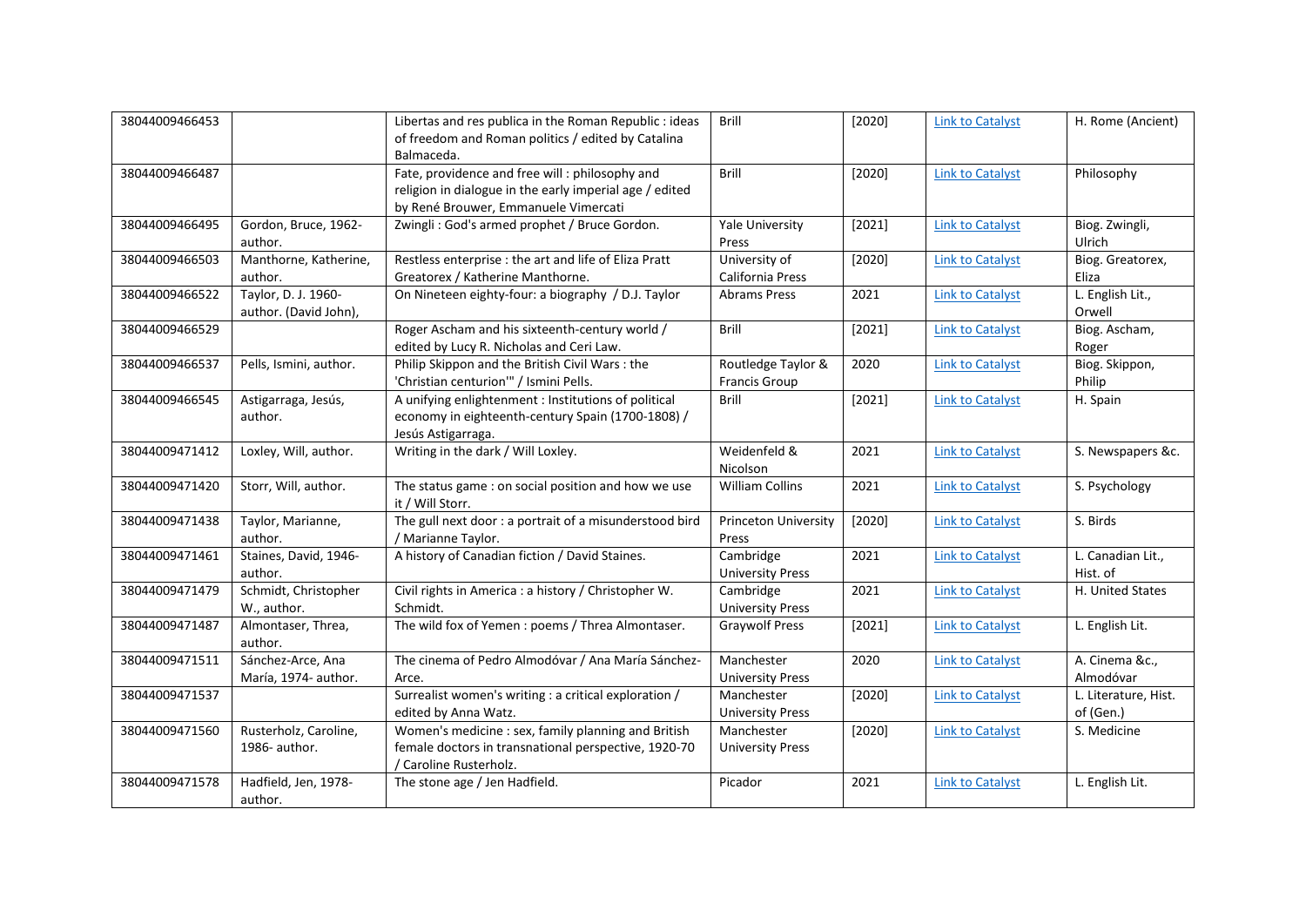| 38044009466453 | | Libertas and res publica in the Roman Republic : ideas of freedom and Roman politics / edited by Catalina Balmaceda. | Brill | [2020] | Link to Catalyst | H. Rome (Ancient) |
|---|---|---|---|---|---|---|
| 38044009466487 | | Fate, providence and free will : philosophy and religion in dialogue in the early imperial age / edited by René Brouwer, Emmanuele Vimercati | Brill | [2020] | Link to Catalyst | Philosophy |
| 38044009466495 | Gordon, Bruce, 1962- author. | Zwingli : God's armed prophet / Bruce Gordon. | Yale University Press | [2021] | Link to Catalyst | Biog. Zwingli, Ulrich |
| 38044009466503 | Manthorne, Katherine, author. | Restless enterprise : the art and life of Eliza Pratt Greatorex / Katherine Manthorne. | University of California Press | [2020] | Link to Catalyst | Biog. Greatorex, Eliza |
| 38044009466522 | Taylor, D. J. 1960- author. (David John), | On Nineteen eighty-four: a biography / D.J. Taylor | Abrams Press | 2021 | Link to Catalyst | L. English Lit., Orwell |
| 38044009466529 | | Roger Ascham and his sixteenth-century world / edited by Lucy R. Nicholas and Ceri Law. | Brill | [2021] | Link to Catalyst | Biog. Ascham, Roger |
| 38044009466537 | Pells, Ismini, author. | Philip Skippon and the British Civil Wars : the 'Christian centurion'" / Ismini Pells. | Routledge Taylor & Francis Group | 2020 | Link to Catalyst | Biog. Skippon, Philip |
| 38044009466545 | Astigarraga, Jesús, author. | A unifying enlightenment : Institutions of political economy in eighteenth-century Spain (1700-1808) / Jesús Astigarraga. | Brill | [2021] | Link to Catalyst | H. Spain |
| 38044009471412 | Loxley, Will, author. | Writing in the dark / Will Loxley. | Weidenfeld & Nicolson | 2021 | Link to Catalyst | S. Newspapers &c. |
| 38044009471420 | Storr, Will, author. | The status game : on social position and how we use it / Will Storr. | William Collins | 2021 | Link to Catalyst | S. Psychology |
| 38044009471438 | Taylor, Marianne, author. | The gull next door : a portrait of a misunderstood bird / Marianne Taylor. | Princeton University Press | [2020] | Link to Catalyst | S. Birds |
| 38044009471461 | Staines, David, 1946- author. | A history of Canadian fiction / David Staines. | Cambridge University Press | 2021 | Link to Catalyst | L. Canadian Lit., Hist. of |
| 38044009471479 | Schmidt, Christopher W., author. | Civil rights in America : a history / Christopher W. Schmidt. | Cambridge University Press | 2021 | Link to Catalyst | H. United States |
| 38044009471487 | Almontaser, Threa, author. | The wild fox of Yemen : poems / Threa Almontaser. | Graywolf Press | [2021] | Link to Catalyst | L. English Lit. |
| 38044009471511 | Sánchez-Arce, Ana María, 1974- author. | The cinema of Pedro Almodóvar / Ana María Sánchez-Arce. | Manchester University Press | 2020 | Link to Catalyst | A. Cinema &c., Almodóvar |
| 38044009471537 | | Surrealist women's writing : a critical exploration / edited by Anna Watz. | Manchester University Press | [2020] | Link to Catalyst | L. Literature, Hist. of (Gen.) |
| 38044009471560 | Rusterholz, Caroline, 1986- author. | Women's medicine : sex, family planning and British female doctors in transnational perspective, 1920-70 / Caroline Rusterholz. | Manchester University Press | [2020] | Link to Catalyst | S. Medicine |
| 38044009471578 | Hadfield, Jen, 1978- author. | The stone age / Jen Hadfield. | Picador | 2021 | Link to Catalyst | L. English Lit. |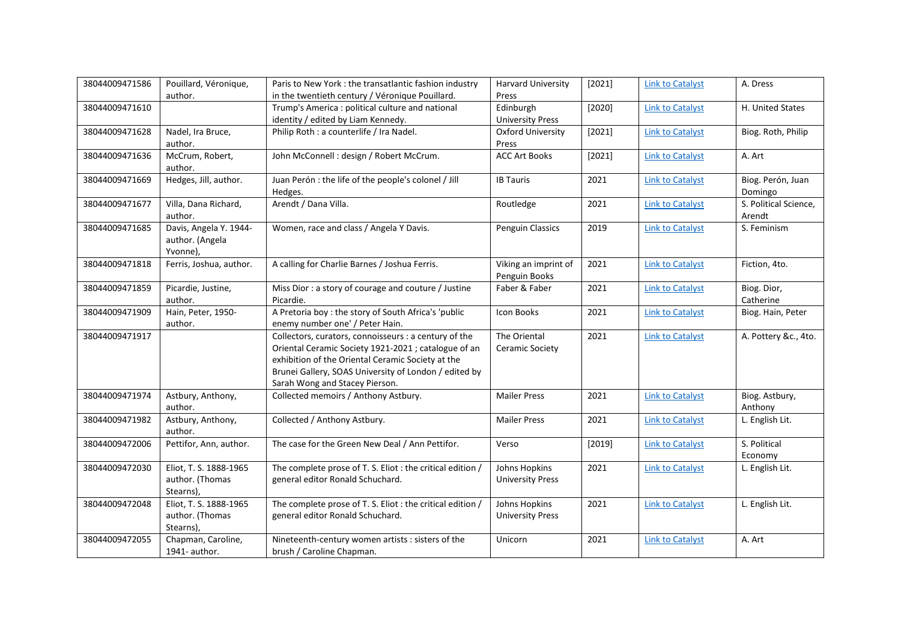| | | | | | | |
|---|---|---|---|---|---|---|
| 38044009471586 | Pouillard, Véronique, author. | Paris to New York : the transatlantic fashion industry in the twentieth century / Véronique Pouillard. | Harvard University Press | [2021] | Link to Catalyst | A. Dress |
| 38044009471610 | | Trump's America : political culture and national identity / edited by Liam Kennedy. | Edinburgh University Press | [2020] | Link to Catalyst | H. United States |
| 38044009471628 | Nadel, Ira Bruce, author. | Philip Roth : a counterlife / Ira Nadel. | Oxford University Press | [2021] | Link to Catalyst | Biog. Roth, Philip |
| 38044009471636 | McCrum, Robert, author. | John McConnell : design / Robert McCrum. | ACC Art Books | [2021] | Link to Catalyst | A. Art |
| 38044009471669 | Hedges, Jill, author. | Juan Perón : the life of the people's colonel / Jill Hedges. | IB Tauris | 2021 | Link to Catalyst | Biog. Perón, Juan Domingo |
| 38044009471677 | Villa, Dana Richard, author. | Arendt / Dana Villa. | Routledge | 2021 | Link to Catalyst | S. Political Science, Arendt |
| 38044009471685 | Davis, Angela Y. 1944- author. (Angela Yvonne), | Women, race and class / Angela Y Davis. | Penguin Classics | 2019 | Link to Catalyst | S. Feminism |
| 38044009471818 | Ferris, Joshua, author. | A calling for Charlie Barnes / Joshua Ferris. | Viking an imprint of Penguin Books | 2021 | Link to Catalyst | Fiction, 4to. |
| 38044009471859 | Picardie, Justine, author. | Miss Dior : a story of courage and couture / Justine Picardie. | Faber & Faber | 2021 | Link to Catalyst | Biog. Dior, Catherine |
| 38044009471909 | Hain, Peter, 1950- author. | A Pretoria boy : the story of South Africa's 'public enemy number one' / Peter Hain. | Icon Books | 2021 | Link to Catalyst | Biog. Hain, Peter |
| 38044009471917 | | Collectors, curators, connoisseurs : a century of the Oriental Ceramic Society 1921-2021 ; catalogue of an exhibition of the Oriental Ceramic Society at the Brunei Gallery, SOAS University of London / edited by Sarah Wong and Stacey Pierson. | The Oriental Ceramic Society | 2021 | Link to Catalyst | A. Pottery &c., 4to. |
| 38044009471974 | Astbury, Anthony, author. | Collected memoirs / Anthony Astbury. | Mailer Press | 2021 | Link to Catalyst | Biog. Astbury, Anthony |
| 38044009471982 | Astbury, Anthony, author. | Collected / Anthony Astbury. | Mailer Press | 2021 | Link to Catalyst | L. English Lit. |
| 38044009472006 | Pettifor, Ann, author. | The case for the Green New Deal / Ann Pettifor. | Verso | [2019] | Link to Catalyst | S. Political Economy |
| 38044009472030 | Eliot, T. S. 1888-1965 author. (Thomas Stearns), | The complete prose of T. S. Eliot : the critical edition / general editor Ronald Schuchard. | Johns Hopkins University Press | 2021 | Link to Catalyst | L. English Lit. |
| 38044009472048 | Eliot, T. S. 1888-1965 author. (Thomas Stearns), | The complete prose of T. S. Eliot : the critical edition / general editor Ronald Schuchard. | Johns Hopkins University Press | 2021 | Link to Catalyst | L. English Lit. |
| 38044009472055 | Chapman, Caroline, 1941- author. | Nineteenth-century women artists : sisters of the brush / Caroline Chapman. | Unicorn | 2021 | Link to Catalyst | A. Art |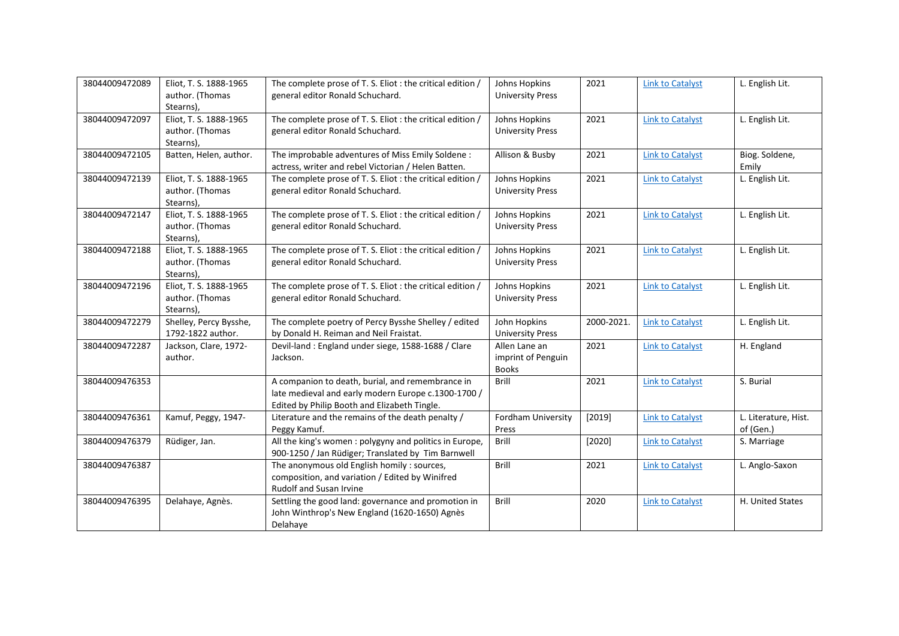| 38044009472089 | Eliot, T. S. 1888-1965 author. (Thomas Stearns), | The complete prose of T. S. Eliot : the critical edition / general editor Ronald Schuchard. | Johns Hopkins University Press | 2021 | Link to Catalyst | L. English Lit. |
|---|---|---|---|---|---|---|
| 38044009472097 | Eliot, T. S. 1888-1965 author. (Thomas Stearns), | The complete prose of T. S. Eliot : the critical edition / general editor Ronald Schuchard. | Johns Hopkins University Press | 2021 | Link to Catalyst | L. English Lit. |
| 38044009472105 | Batten, Helen, author. | The improbable adventures of Miss Emily Soldene : actress, writer and rebel Victorian / Helen Batten. | Allison & Busby | 2021 | Link to Catalyst | Biog. Soldene, Emily |
| 38044009472139 | Eliot, T. S. 1888-1965 author. (Thomas Stearns), | The complete prose of T. S. Eliot : the critical edition / general editor Ronald Schuchard. | Johns Hopkins University Press | 2021 | Link to Catalyst | L. English Lit. |
| 38044009472147 | Eliot, T. S. 1888-1965 author. (Thomas Stearns), | The complete prose of T. S. Eliot : the critical edition / general editor Ronald Schuchard. | Johns Hopkins University Press | 2021 | Link to Catalyst | L. English Lit. |
| 38044009472188 | Eliot, T. S. 1888-1965 author. (Thomas Stearns), | The complete prose of T. S. Eliot : the critical edition / general editor Ronald Schuchard. | Johns Hopkins University Press | 2021 | Link to Catalyst | L. English Lit. |
| 38044009472196 | Eliot, T. S. 1888-1965 author. (Thomas Stearns), | The complete prose of T. S. Eliot : the critical edition / general editor Ronald Schuchard. | Johns Hopkins University Press | 2021 | Link to Catalyst | L. English Lit. |
| 38044009472279 | Shelley, Percy Bysshe, 1792-1822 author. | The complete poetry of Percy Bysshe Shelley / edited by Donald H. Reiman and Neil Fraistat. | John Hopkins University Press | 2000-2021. | Link to Catalyst | L. English Lit. |
| 38044009472287 | Jackson, Clare, 1972- author. | Devil-land : England under siege, 1588-1688 / Clare Jackson. | Allen Lane an imprint of Penguin Books | 2021 | Link to Catalyst | H. England |
| 38044009476353 | | A companion to death, burial, and remembrance in late medieval and early modern Europe c.1300-1700 / Edited by Philip Booth and Elizabeth Tingle. | Brill | 2021 | Link to Catalyst | S. Burial |
| 38044009476361 | Kamuf, Peggy, 1947- | Literature and the remains of the death penalty / Peggy Kamuf. | Fordham University Press | [2019] | Link to Catalyst | L. Literature, Hist. of (Gen.) |
| 38044009476379 | Rüdiger, Jan. | All the king's women : polygyny and politics in Europe, 900-1250 / Jan Rüdiger; Translated by Tim Barnwell | Brill | [2020] | Link to Catalyst | S. Marriage |
| 38044009476387 | | The anonymous old English homily : sources, composition, and variation / Edited by Winifred Rudolf and Susan Irvine | Brill | 2021 | Link to Catalyst | L. Anglo-Saxon |
| 38044009476395 | Delahaye, Agnès. | Settling the good land: governance and promotion in John Winthrop's New England (1620-1650) Agnès Delahaye | Brill | 2020 | Link to Catalyst | H. United States |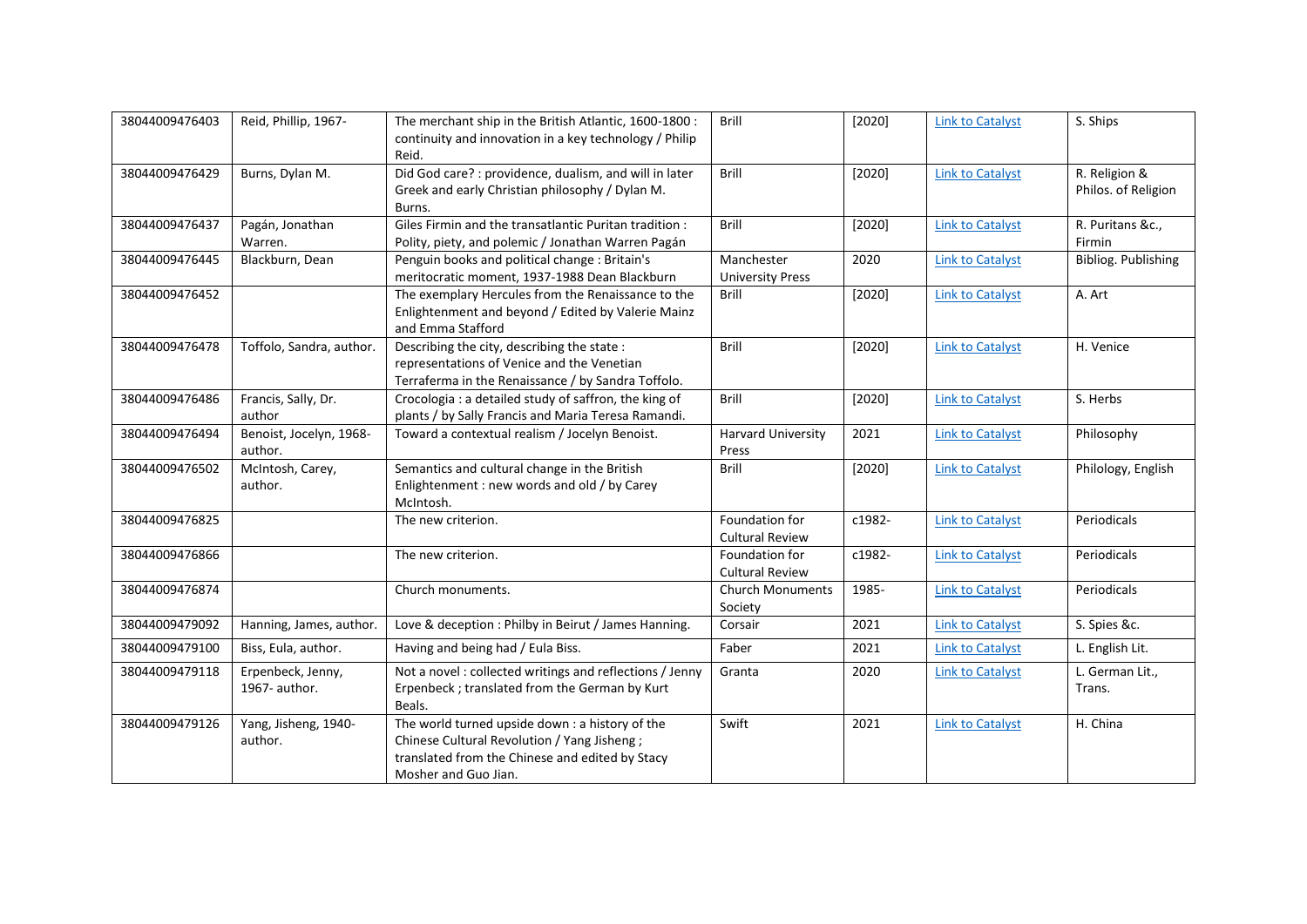| 38044009476403 | Reid, Phillip, 1967- | The merchant ship in the British Atlantic, 1600-1800 : continuity and innovation in a key technology / Philip Reid. | Brill | [2020] | Link to Catalyst | S. Ships |
|---|---|---|---|---|---|---|
| 38044009476429 | Burns, Dylan M. | Did God care? : providence, dualism, and will in later Greek and early Christian philosophy / Dylan M. Burns. | Brill | [2020] | Link to Catalyst | R. Religion & Philos. of Religion |
| 38044009476437 | Pagán, Jonathan Warren. | Giles Firmin and the transatlantic Puritan tradition : Polity, piety, and polemic / Jonathan Warren Pagán | Brill | [2020] | Link to Catalyst | R. Puritans &c., Firmin |
| 38044009476445 | Blackburn, Dean | Penguin books and political change : Britain's meritocratic moment, 1937-1988 Dean Blackburn | Manchester University Press | 2020 | Link to Catalyst | Bibliog. Publishing |
| 38044009476452 | | The exemplary Hercules from the Renaissance to the Enlightenment and beyond / Edited by Valerie Mainz and Emma Stafford | Brill | [2020] | Link to Catalyst | A. Art |
| 38044009476478 | Toffolo, Sandra, author. | Describing the city, describing the state : representations of Venice and the Venetian Terraferma in the Renaissance / by Sandra Toffolo. | Brill | [2020] | Link to Catalyst | H. Venice |
| 38044009476486 | Francis, Sally, Dr. author | Crocologia : a detailed study of saffron, the king of plants / by Sally Francis and Maria Teresa Ramandi. | Brill | [2020] | Link to Catalyst | S. Herbs |
| 38044009476494 | Benoist, Jocelyn, 1968- author. | Toward a contextual realism / Jocelyn Benoist. | Harvard University Press | 2021 | Link to Catalyst | Philosophy |
| 38044009476502 | McIntosh, Carey, author. | Semantics and cultural change in the British Enlightenment : new words and old / by Carey McIntosh. | Brill | [2020] | Link to Catalyst | Philology, English |
| 38044009476825 | | The new criterion. | Foundation for Cultural Review | c1982- | Link to Catalyst | Periodicals |
| 38044009476866 | | The new criterion. | Foundation for Cultural Review | c1982- | Link to Catalyst | Periodicals |
| 38044009476874 | | Church monuments. | Church Monuments Society | 1985- | Link to Catalyst | Periodicals |
| 38044009479092 | Hanning, James, author. | Love & deception : Philby in Beirut / James Hanning. | Corsair | 2021 | Link to Catalyst | S. Spies &c. |
| 38044009479100 | Biss, Eula, author. | Having and being had / Eula Biss. | Faber | 2021 | Link to Catalyst | L. English Lit. |
| 38044009479118 | Erpenbeck, Jenny, 1967- author. | Not a novel : collected writings and reflections / Jenny Erpenbeck ; translated from the German by Kurt Beals. | Granta | 2020 | Link to Catalyst | L. German Lit., Trans. |
| 38044009479126 | Yang, Jisheng, 1940- author. | The world turned upside down : a history of the Chinese Cultural Revolution / Yang Jisheng ; translated from the Chinese and edited by Stacy Mosher and Guo Jian. | Swift | 2021 | Link to Catalyst | H. China |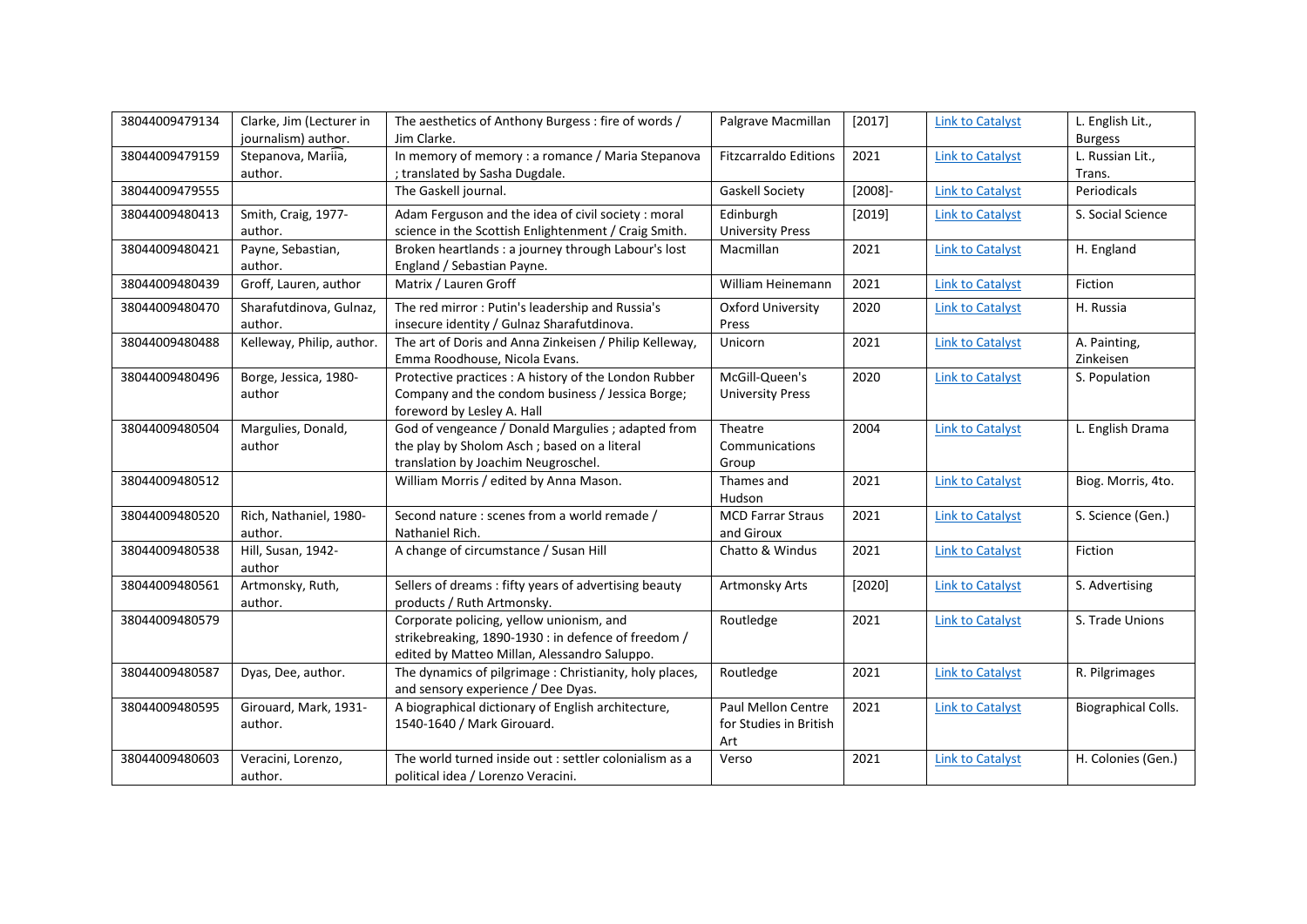| 38044009479134 | Clarke, Jim (Lecturer in journalism) author. | The aesthetics of Anthony Burgess : fire of words / Jim Clarke. | Palgrave Macmillan | [2017] | Link to Catalyst | L. English Lit., Burgess |
|---|---|---|---|---|---|---|
| 38044009479159 | Stepanova, Mariia, author. | In memory of memory : a romance / Maria Stepanova ; translated by Sasha Dugdale. | Fitzcarraldo Editions | 2021 | Link to Catalyst | L. Russian Lit., Trans. |
| 38044009479555 | | The Gaskell journal. | Gaskell Society | [2008]- | Link to Catalyst | Periodicals |
| 38044009480413 | Smith, Craig, 1977- author. | Adam Ferguson and the idea of civil society : moral science in the Scottish Enlightenment / Craig Smith. | Edinburgh University Press | [2019] | Link to Catalyst | S. Social Science |
| 38044009480421 | Payne, Sebastian, author. | Broken heartlands : a journey through Labour's lost England / Sebastian Payne. | Macmillan | 2021 | Link to Catalyst | H. England |
| 38044009480439 | Groff, Lauren, author | Matrix / Lauren Groff | William Heinemann | 2021 | Link to Catalyst | Fiction |
| 38044009480470 | Sharafutdinova, Gulnaz, author. | The red mirror : Putin's leadership and Russia's insecure identity / Gulnaz Sharafutdinova. | Oxford University Press | 2020 | Link to Catalyst | H. Russia |
| 38044009480488 | Kelleway, Philip, author. | The art of Doris and Anna Zinkeisen / Philip Kelleway, Emma Roodhouse, Nicola Evans. | Unicorn | 2021 | Link to Catalyst | A. Painting, Zinkeisen |
| 38044009480496 | Borge, Jessica, 1980- author | Protective practices : A history of the London Rubber Company and the condom business / Jessica Borge; foreword by Lesley A. Hall | McGill-Queen's University Press | 2020 | Link to Catalyst | S. Population |
| 38044009480504 | Margulies, Donald, author | God of vengeance / Donald Margulies ; adapted from the play by Sholom Asch ; based on a literal translation by Joachim Neugroschel. | Theatre Communications Group | 2004 | Link to Catalyst | L. English Drama |
| 38044009480512 | | William Morris / edited by Anna Mason. | Thames and Hudson | 2021 | Link to Catalyst | Biog. Morris, 4to. |
| 38044009480520 | Rich, Nathaniel, 1980- author. | Second nature : scenes from a world remade / Nathaniel Rich. | MCD Farrar Straus and Giroux | 2021 | Link to Catalyst | S. Science (Gen.) |
| 38044009480538 | Hill, Susan, 1942- author | A change of circumstance / Susan Hill | Chatto & Windus | 2021 | Link to Catalyst | Fiction |
| 38044009480561 | Artmonsky, Ruth, author. | Sellers of dreams : fifty years of advertising beauty products / Ruth Artmonsky. | Artmonsky Arts | [2020] | Link to Catalyst | S. Advertising |
| 38044009480579 | | Corporate policing, yellow unionism, and strikebreaking, 1890-1930 : in defence of freedom / edited by Matteo Millan, Alessandro Saluppo. | Routledge | 2021 | Link to Catalyst | S. Trade Unions |
| 38044009480587 | Dyas, Dee, author. | The dynamics of pilgrimage : Christianity, holy places, and sensory experience / Dee Dyas. | Routledge | 2021 | Link to Catalyst | R. Pilgrimages |
| 38044009480595 | Girouard, Mark, 1931- author. | A biographical dictionary of English architecture, 1540-1640 / Mark Girouard. | Paul Mellon Centre for Studies in British Art | 2021 | Link to Catalyst | Biographical Colls. |
| 38044009480603 | Veracini, Lorenzo, author. | The world turned inside out : settler colonialism as a political idea / Lorenzo Veracini. | Verso | 2021 | Link to Catalyst | H. Colonies (Gen.) |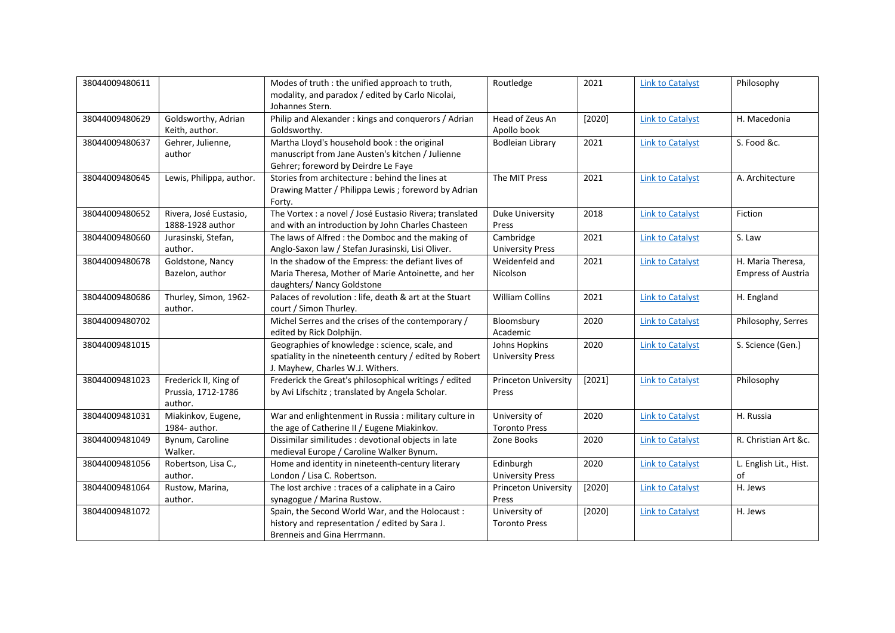| 38044009480611 | | Modes of truth : the unified approach to truth, modality, and paradox / edited by Carlo Nicolai, Johannes Stern. | Routledge | 2021 | Link to Catalyst | Philosophy |
|---|---|---|---|---|---|---|
| 38044009480629 | Goldsworthy, Adrian Keith, author. | Philip and Alexander : kings and conquerors / Adrian Goldsworthy. | Head of Zeus An Apollo book | [2020] | Link to Catalyst | H. Macedonia |
| 38044009480637 | Gehrer, Julienne, author | Martha Lloyd's household book : the original manuscript from Jane Austen's kitchen / Julienne Gehrer; foreword by Deirdre Le Faye | Bodleian Library | 2021 | Link to Catalyst | S. Food &c. |
| 38044009480645 | Lewis, Philippa, author. | Stories from architecture : behind the lines at Drawing Matter / Philippa Lewis ; foreword by Adrian Forty. | The MIT Press | 2021 | Link to Catalyst | A. Architecture |
| 38044009480652 | Rivera, José Eustasio, 1888-1928 author | The Vortex : a novel / José Eustasio Rivera; translated and with an introduction by John Charles Chasteen | Duke University Press | 2018 | Link to Catalyst | Fiction |
| 38044009480660 | Jurasinski, Stefan, author. | The laws of Alfred : the Domboc and the making of Anglo-Saxon law / Stefan Jurasinski, Lisi Oliver. | Cambridge University Press | 2021 | Link to Catalyst | S. Law |
| 38044009480678 | Goldstone, Nancy Bazelon, author | In the shadow of the Empress: the defiant lives of Maria Theresa, Mother of Marie Antoinette, and her daughters/ Nancy Goldstone | Weidenfeld and Nicolson | 2021 | Link to Catalyst | H. Maria Theresa, Empress of Austria |
| 38044009480686 | Thurley, Simon, 1962- author. | Palaces of revolution : life, death & art at the Stuart court / Simon Thurley. | William Collins | 2021 | Link to Catalyst | H. England |
| 38044009480702 | | Michel Serres and the crises of the contemporary / edited by Rick Dolphijn. | Bloomsbury Academic | 2020 | Link to Catalyst | Philosophy, Serres |
| 38044009481015 | | Geographies of knowledge : science, scale, and spatiality in the nineteenth century / edited by Robert J. Mayhew, Charles W.J. Withers. | Johns Hopkins University Press | 2020 | Link to Catalyst | S. Science (Gen.) |
| 38044009481023 | Frederick II, King of Prussia, 1712-1786 author. | Frederick the Great's philosophical writings / edited by Avi Lifschitz ; translated by Angela Scholar. | Princeton University Press | [2021] | Link to Catalyst | Philosophy |
| 38044009481031 | Miakinkov, Eugene, 1984- author. | War and enlightenment in Russia : military culture in the age of Catherine II / Eugene Miakinkov. | University of Toronto Press | 2020 | Link to Catalyst | H. Russia |
| 38044009481049 | Bynum, Caroline Walker. | Dissimilar similitudes : devotional objects in late medieval Europe / Caroline Walker Bynum. | Zone Books | 2020 | Link to Catalyst | R. Christian Art &c. |
| 38044009481056 | Robertson, Lisa C., author. | Home and identity in nineteenth-century literary London / Lisa C. Robertson. | Edinburgh University Press | 2020 | Link to Catalyst | L. English Lit., Hist. of |
| 38044009481064 | Rustow, Marina, author. | The lost archive : traces of a caliphate in a Cairo synagogue / Marina Rustow. | Princeton University Press | [2020] | Link to Catalyst | H. Jews |
| 38044009481072 | | Spain, the Second World War, and the Holocaust : history and representation / edited by Sara J. Brenneis and Gina Herrmann. | University of Toronto Press | [2020] | Link to Catalyst | H. Jews |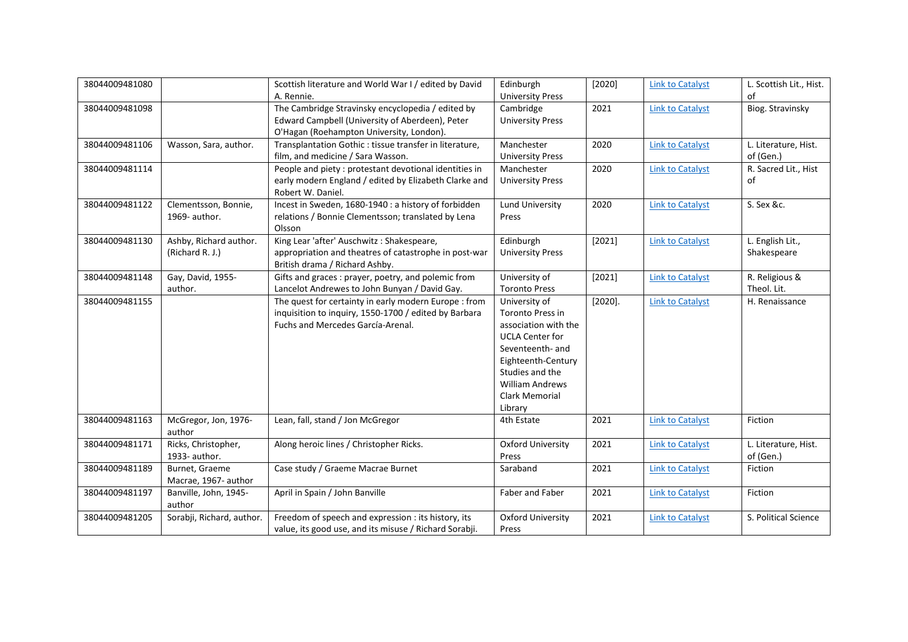| | | | | | | |
|---|---|---|---|---|---|---|
| 38044009481080 | | Scottish literature and World War I / edited by David A. Rennie. | Edinburgh University Press | [2020] | Link to Catalyst | L. Scottish Lit., Hist. of |
| 38044009481098 | | The Cambridge Stravinsky encyclopedia / edited by Edward Campbell (University of Aberdeen), Peter O'Hagan (Roehampton University, London). | Cambridge University Press | 2021 | Link to Catalyst | Biog. Stravinsky |
| 38044009481106 | Wasson, Sara, author. | Transplantation Gothic : tissue transfer in literature, film, and medicine / Sara Wasson. | Manchester University Press | 2020 | Link to Catalyst | L. Literature, Hist. of (Gen.) |
| 38044009481114 | | People and piety : protestant devotional identities in early modern England / edited by Elizabeth Clarke and Robert W. Daniel. | Manchester University Press | 2020 | Link to Catalyst | R. Sacred Lit., Hist of |
| 38044009481122 | Clementsson, Bonnie, 1969- author. | Incest in Sweden, 1680-1940 : a history of forbidden relations / Bonnie Clementsson; translated by Lena Olsson | Lund University Press | 2020 | Link to Catalyst | S. Sex &c. |
| 38044009481130 | Ashby, Richard author. (Richard R. J.) | King Lear 'after' Auschwitz : Shakespeare, appropriation and theatres of catastrophe in post-war British drama / Richard Ashby. | Edinburgh University Press | [2021] | Link to Catalyst | L. English Lit., Shakespeare |
| 38044009481148 | Gay, David, 1955- author. | Gifts and graces : prayer, poetry, and polemic from Lancelot Andrewes to John Bunyan / David Gay. | University of Toronto Press | [2021] | Link to Catalyst | R. Religious & Theol. Lit. |
| 38044009481155 | | The quest for certainty in early modern Europe : from inquisition to inquiry, 1550-1700 / edited by Barbara Fuchs and Mercedes García-Arenal. | University of Toronto Press in association with the UCLA Center for Seventeenth- and Eighteenth-Century Studies and the William Andrews Clark Memorial Library | [2020]. | Link to Catalyst | H. Renaissance |
| 38044009481163 | McGregor, Jon, 1976- author | Lean, fall, stand / Jon McGregor | 4th Estate | 2021 | Link to Catalyst | Fiction |
| 38044009481171 | Ricks, Christopher, 1933- author. | Along heroic lines / Christopher Ricks. | Oxford University Press | 2021 | Link to Catalyst | L. Literature, Hist. of (Gen.) |
| 38044009481189 | Burnet, Graeme Macrae, 1967- author | Case study / Graeme Macrae Burnet | Saraband | 2021 | Link to Catalyst | Fiction |
| 38044009481197 | Banville, John, 1945- author | April in Spain / John Banville | Faber and Faber | 2021 | Link to Catalyst | Fiction |
| 38044009481205 | Sorabji, Richard, author. | Freedom of speech and expression : its history, its value, its good use, and its misuse / Richard Sorabji. | Oxford University Press | 2021 | Link to Catalyst | S. Political Science |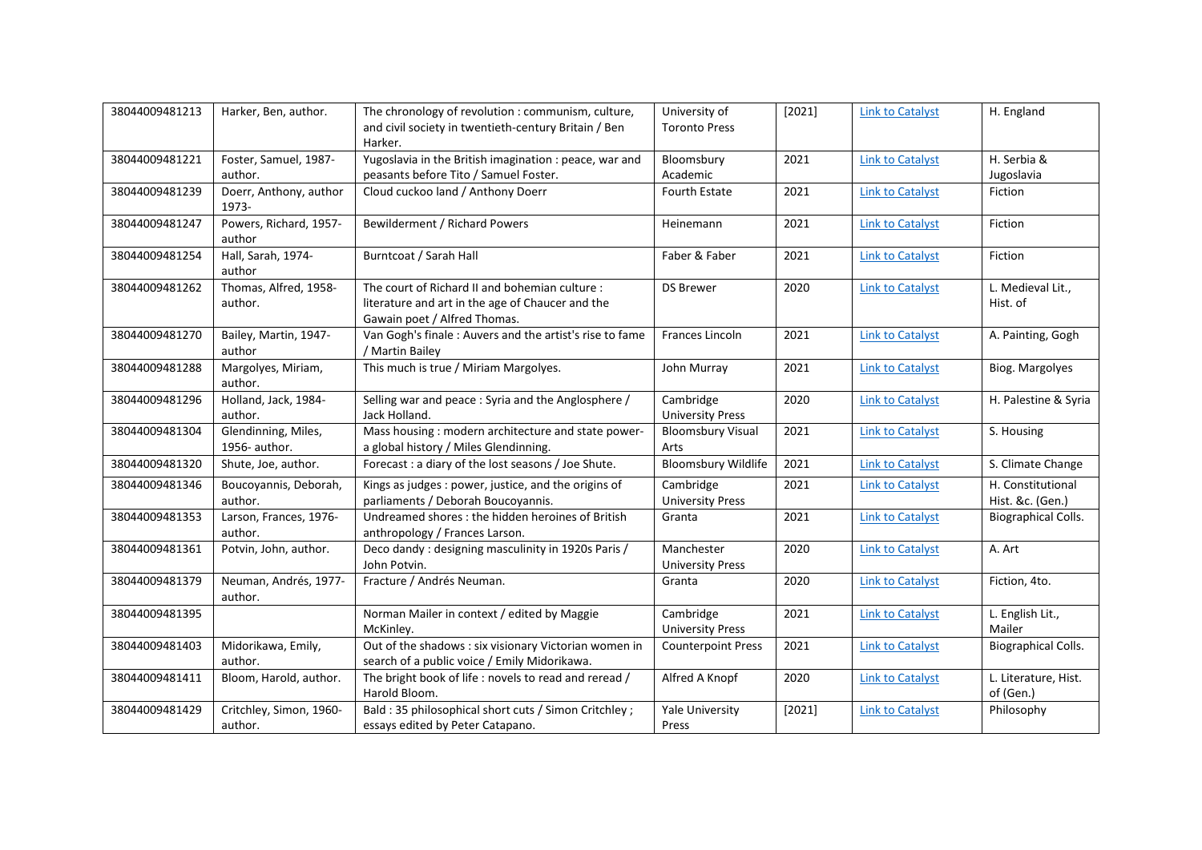| 38044009481213 | Harker, Ben, author. | The chronology of revolution : communism, culture, and civil society in twentieth-century Britain / Ben Harker. | University of Toronto Press | [2021] | Link to Catalyst | H. England |
|---|---|---|---|---|---|---|
| 38044009481221 | Foster, Samuel, 1987- author. | Yugoslavia in the British imagination : peace, war and peasants before Tito / Samuel Foster. | Bloomsbury Academic | 2021 | Link to Catalyst | H. Serbia & Jugoslavia |
| 38044009481239 | Doerr, Anthony, author 1973- | Cloud cuckoo land / Anthony Doerr | Fourth Estate | 2021 | Link to Catalyst | Fiction |
| 38044009481247 | Powers, Richard, 1957- author | Bewilderment / Richard Powers | Heinemann | 2021 | Link to Catalyst | Fiction |
| 38044009481254 | Hall, Sarah, 1974- author | Burntcoat / Sarah Hall | Faber & Faber | 2021 | Link to Catalyst | Fiction |
| 38044009481262 | Thomas, Alfred, 1958- author. | The court of Richard II and bohemian culture : literature and art in the age of Chaucer and the Gawain poet / Alfred Thomas. | DS Brewer | 2020 | Link to Catalyst | L. Medieval Lit., Hist. of |
| 38044009481270 | Bailey, Martin, 1947- author | Van Gogh's finale : Auvers and the artist's rise to fame / Martin Bailey | Frances Lincoln | 2021 | Link to Catalyst | A. Painting, Gogh |
| 38044009481288 | Margolyes, Miriam, author. | This much is true / Miriam Margolyes. | John Murray | 2021 | Link to Catalyst | Biog. Margolyes |
| 38044009481296 | Holland, Jack, 1984- author. | Selling war and peace : Syria and the Anglosphere / Jack Holland. | Cambridge University Press | 2020 | Link to Catalyst | H. Palestine & Syria |
| 38044009481304 | Glendinning, Miles, 1956- author. | Mass housing : modern architecture and state power- a global history / Miles Glendinning. | Bloomsbury Visual Arts | 2021 | Link to Catalyst | S. Housing |
| 38044009481320 | Shute, Joe, author. | Forecast : a diary of the lost seasons / Joe Shute. | Bloomsbury Wildlife | 2021 | Link to Catalyst | S. Climate Change |
| 38044009481346 | Boucoyannis, Deborah, author. | Kings as judges : power, justice, and the origins of parliaments / Deborah Boucoyannis. | Cambridge University Press | 2021 | Link to Catalyst | H. Constitutional Hist. &c. (Gen.) |
| 38044009481353 | Larson, Frances, 1976- author. | Undreamed shores : the hidden heroines of British anthropology / Frances Larson. | Granta | 2021 | Link to Catalyst | Biographical Colls. |
| 38044009481361 | Potvin, John, author. | Deco dandy : designing masculinity in 1920s Paris / John Potvin. | Manchester University Press | 2020 | Link to Catalyst | A. Art |
| 38044009481379 | Neuman, Andrés, 1977- author. | Fracture / Andrés Neuman. | Granta | 2020 | Link to Catalyst | Fiction, 4to. |
| 38044009481395 | | Norman Mailer in context / edited by Maggie McKinley. | Cambridge University Press | 2021 | Link to Catalyst | L. English Lit., Mailer |
| 38044009481403 | Midorikawa, Emily, author. | Out of the shadows : six visionary Victorian women in search of a public voice / Emily Midorikawa. | Counterpoint Press | 2021 | Link to Catalyst | Biographical Colls. |
| 38044009481411 | Bloom, Harold, author. | The bright book of life : novels to read and reread / Harold Bloom. | Alfred A Knopf | 2020 | Link to Catalyst | L. Literature, Hist. of (Gen.) |
| 38044009481429 | Critchley, Simon, 1960- author. | Bald : 35 philosophical short cuts / Simon Critchley ; essays edited by Peter Catapano. | Yale University Press | [2021] | Link to Catalyst | Philosophy |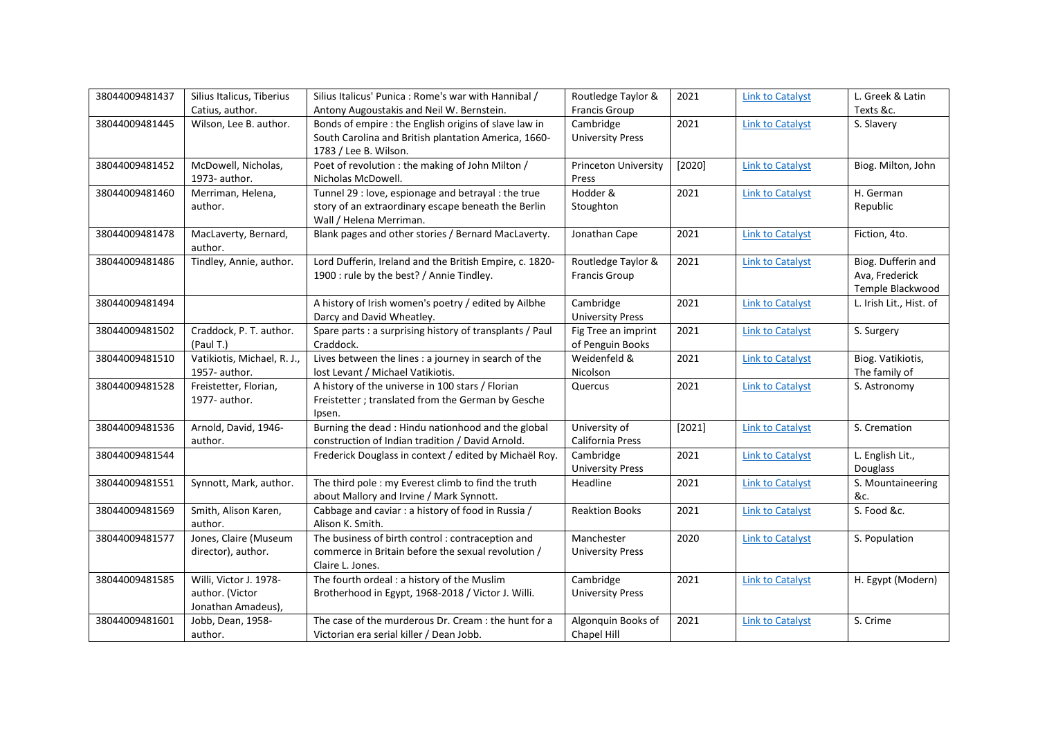| 38044009481437 | Silius Italicus, Tiberius Catius, author. | Silius Italicus' Punica : Rome's war with Hannibal / Antony Augoustakis and Neil W. Bernstein. | Routledge Taylor & Francis Group | 2021 | Link to Catalyst | L. Greek & Latin Texts &c. |
|---|---|---|---|---|---|---|
| 38044009481445 | Wilson, Lee B. author. | Bonds of empire : the English origins of slave law in South Carolina and British plantation America, 1660-1783 / Lee B. Wilson. | Cambridge University Press | 2021 | Link to Catalyst | S. Slavery |
| 38044009481452 | McDowell, Nicholas, 1973- author. | Poet of revolution : the making of John Milton / Nicholas McDowell. | Princeton University Press | [2020] | Link to Catalyst | Biog. Milton, John |
| 38044009481460 | Merriman, Helena, author. | Tunnel 29 : love, espionage and betrayal : the true story of an extraordinary escape beneath the Berlin Wall / Helena Merriman. | Hodder & Stoughton | 2021 | Link to Catalyst | H. German Republic |
| 38044009481478 | MacLaverty, Bernard, author. | Blank pages and other stories / Bernard MacLaverty. | Jonathan Cape | 2021 | Link to Catalyst | Fiction, 4to. |
| 38044009481486 | Tindley, Annie, author. | Lord Dufferin, Ireland and the British Empire, c. 1820-1900 : rule by the best? / Annie Tindley. | Routledge Taylor & Francis Group | 2021 | Link to Catalyst | Biog. Dufferin and Ava, Frederick Temple Blackwood |
| 38044009481494 | | A history of Irish women's poetry / edited by Ailbhe Darcy and David Wheatley. | Cambridge University Press | 2021 | Link to Catalyst | L. Irish Lit., Hist. of |
| 38044009481502 | Craddock, P. T. author. (Paul T.) | Spare parts : a surprising history of transplants / Paul Craddock. | Fig Tree an imprint of Penguin Books | 2021 | Link to Catalyst | S. Surgery |
| 38044009481510 | Vatikiotis, Michael, R. J., 1957- author. | Lives between the lines : a journey in search of the lost Levant / Michael Vatikiotis. | Weidenfeld & Nicolson | 2021 | Link to Catalyst | Biog. Vatikiotis, The family of |
| 38044009481528 | Freistetter, Florian, 1977- author. | A history of the universe in 100 stars / Florian Freistetter ; translated from the German by Gesche Ipsen. | Quercus | 2021 | Link to Catalyst | S. Astronomy |
| 38044009481536 | Arnold, David, 1946- author. | Burning the dead : Hindu nationhood and the global construction of Indian tradition / David Arnold. | University of California Press | [2021] | Link to Catalyst | S. Cremation |
| 38044009481544 | | Frederick Douglass in context / edited by Michaël Roy. | Cambridge University Press | 2021 | Link to Catalyst | L. English Lit., Douglass |
| 38044009481551 | Synnott, Mark, author. | The third pole : my Everest climb to find the truth about Mallory and Irvine / Mark Synnott. | Headline | 2021 | Link to Catalyst | S. Mountaineering &c. |
| 38044009481569 | Smith, Alison Karen, author. | Cabbage and caviar : a history of food in Russia / Alison K. Smith. | Reaktion Books | 2021 | Link to Catalyst | S. Food &c. |
| 38044009481577 | Jones, Claire (Museum director), author. | The business of birth control : contraception and commerce in Britain before the sexual revolution / Claire L. Jones. | Manchester University Press | 2020 | Link to Catalyst | S. Population |
| 38044009481585 | Willi, Victor J. 1978- author. (Victor Jonathan Amadeus), | The fourth ordeal : a history of the Muslim Brotherhood in Egypt, 1968-2018 / Victor J. Willi. | Cambridge University Press | 2021 | Link to Catalyst | H. Egypt (Modern) |
| 38044009481601 | Jobb, Dean, 1958- author. | The case of the murderous Dr. Cream : the hunt for a Victorian era serial killer / Dean Jobb. | Algonquin Books of Chapel Hill | 2021 | Link to Catalyst | S. Crime |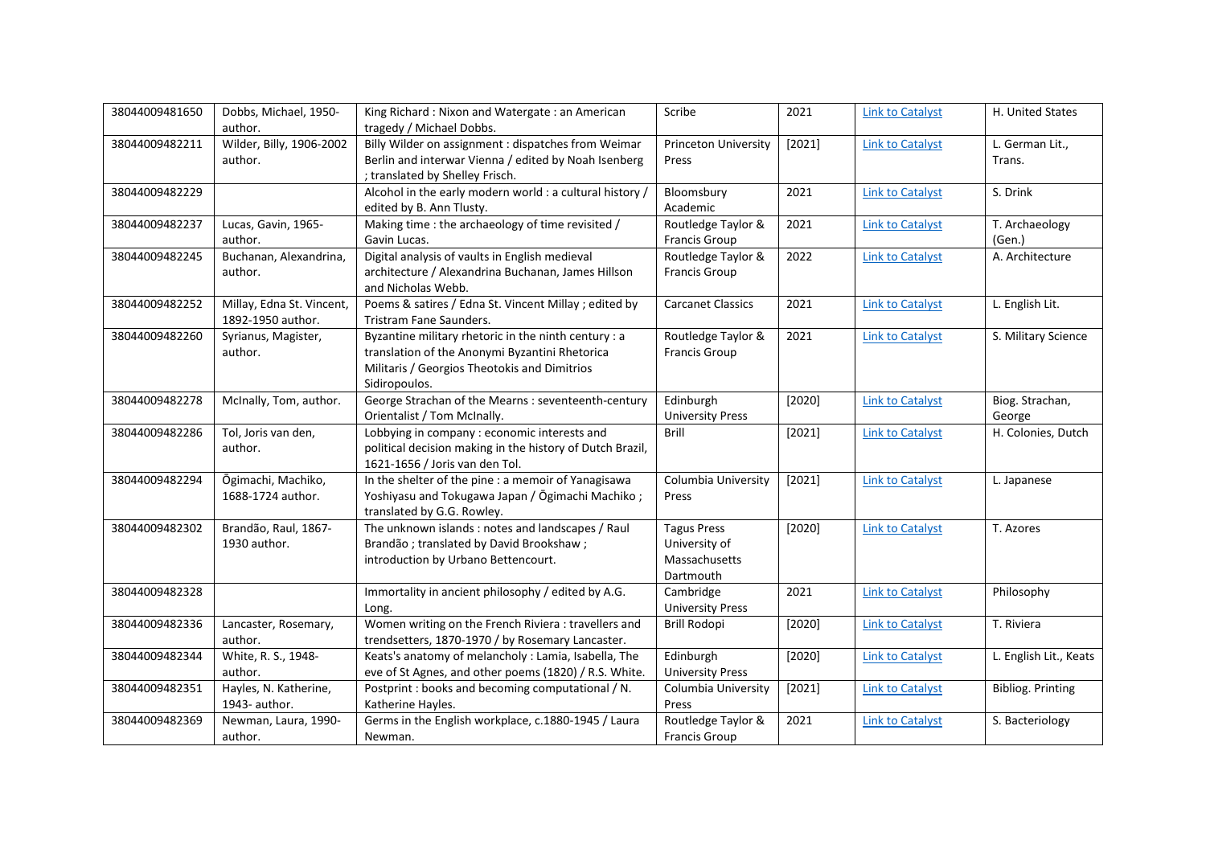| 38044009481650 | Dobbs, Michael, 1950- author. | King Richard : Nixon and Watergate : an American tragedy / Michael Dobbs. | Scribe | 2021 | Link to Catalyst | H. United States |
|---|---|---|---|---|---|---|
| 38044009482211 | Wilder, Billy, 1906-2002 author. | Billy Wilder on assignment : dispatches from Weimar Berlin and interwar Vienna / edited by Noah Isenberg ; translated by Shelley Frisch. | Princeton University Press | [2021] | Link to Catalyst | L. German Lit., Trans. |
| 38044009482229 | | Alcohol in the early modern world : a cultural history / edited by B. Ann Tlusty. | Bloomsbury Academic | 2021 | Link to Catalyst | S. Drink |
| 38044009482237 | Lucas, Gavin, 1965- author. | Making time : the archaeology of time revisited / Gavin Lucas. | Routledge Taylor & Francis Group | 2021 | Link to Catalyst | T. Archaeology (Gen.) |
| 38044009482245 | Buchanan, Alexandrina, author. | Digital analysis of vaults in English medieval architecture / Alexandrina Buchanan, James Hillson and Nicholas Webb. | Routledge Taylor & Francis Group | 2022 | Link to Catalyst | A. Architecture |
| 38044009482252 | Millay, Edna St. Vincent, 1892-1950 author. | Poems & satires / Edna St. Vincent Millay ; edited by Tristram Fane Saunders. | Carcanet Classics | 2021 | Link to Catalyst | L. English Lit. |
| 38044009482260 | Syrianus, Magister, author. | Byzantine military rhetoric in the ninth century : a translation of the Anonymi Byzantini Rhetorica Militaris / Georgios Theotokis and Dimitrios Sidiropoulos. | Routledge Taylor & Francis Group | 2021 | Link to Catalyst | S. Military Science |
| 38044009482278 | McInally, Tom, author. | George Strachan of the Mearns : seventeenth-century Orientalist / Tom McInally. | Edinburgh University Press | [2020] | Link to Catalyst | Biog. Strachan, George |
| 38044009482286 | Tol, Joris van den, author. | Lobbying in company : economic interests and political decision making in the history of Dutch Brazil, 1621-1656 / Joris van den Tol. | Brill | [2021] | Link to Catalyst | H. Colonies, Dutch |
| 38044009482294 | Ōgimachi, Machiko, 1688-1724 author. | In the shelter of the pine : a memoir of Yanagisawa Yoshiyasu and Tokugawa Japan / Ōgimachi Machiko ; translated by G.G. Rowley. | Columbia University Press | [2021] | Link to Catalyst | L. Japanese |
| 38044009482302 | Brandão, Raul, 1867-1930 author. | The unknown islands : notes and landscapes / Raul Brandão ; translated by David Brookshaw ; introduction by Urbano Bettencourt. | Tagus Press University of Massachusetts Dartmouth | [2020] | Link to Catalyst | T. Azores |
| 38044009482328 | | Immortality in ancient philosophy / edited by A.G. Long. | Cambridge University Press | 2021 | Link to Catalyst | Philosophy |
| 38044009482336 | Lancaster, Rosemary, author. | Women writing on the French Riviera : travellers and trendsetters, 1870-1970 / by Rosemary Lancaster. | Brill Rodopi | [2020] | Link to Catalyst | T. Riviera |
| 38044009482344 | White, R. S., 1948- author. | Keats's anatomy of melancholy : Lamia, Isabella, The eve of St Agnes, and other poems (1820) / R.S. White. | Edinburgh University Press | [2020] | Link to Catalyst | L. English Lit., Keats |
| 38044009482351 | Hayles, N. Katherine, 1943- author. | Postprint : books and becoming computational / N. Katherine Hayles. | Columbia University Press | [2021] | Link to Catalyst | Bibliog. Printing |
| 38044009482369 | Newman, Laura, 1990- author. | Germs in the English workplace, c.1880-1945 / Laura Newman. | Routledge Taylor & Francis Group | 2021 | Link to Catalyst | S. Bacteriology |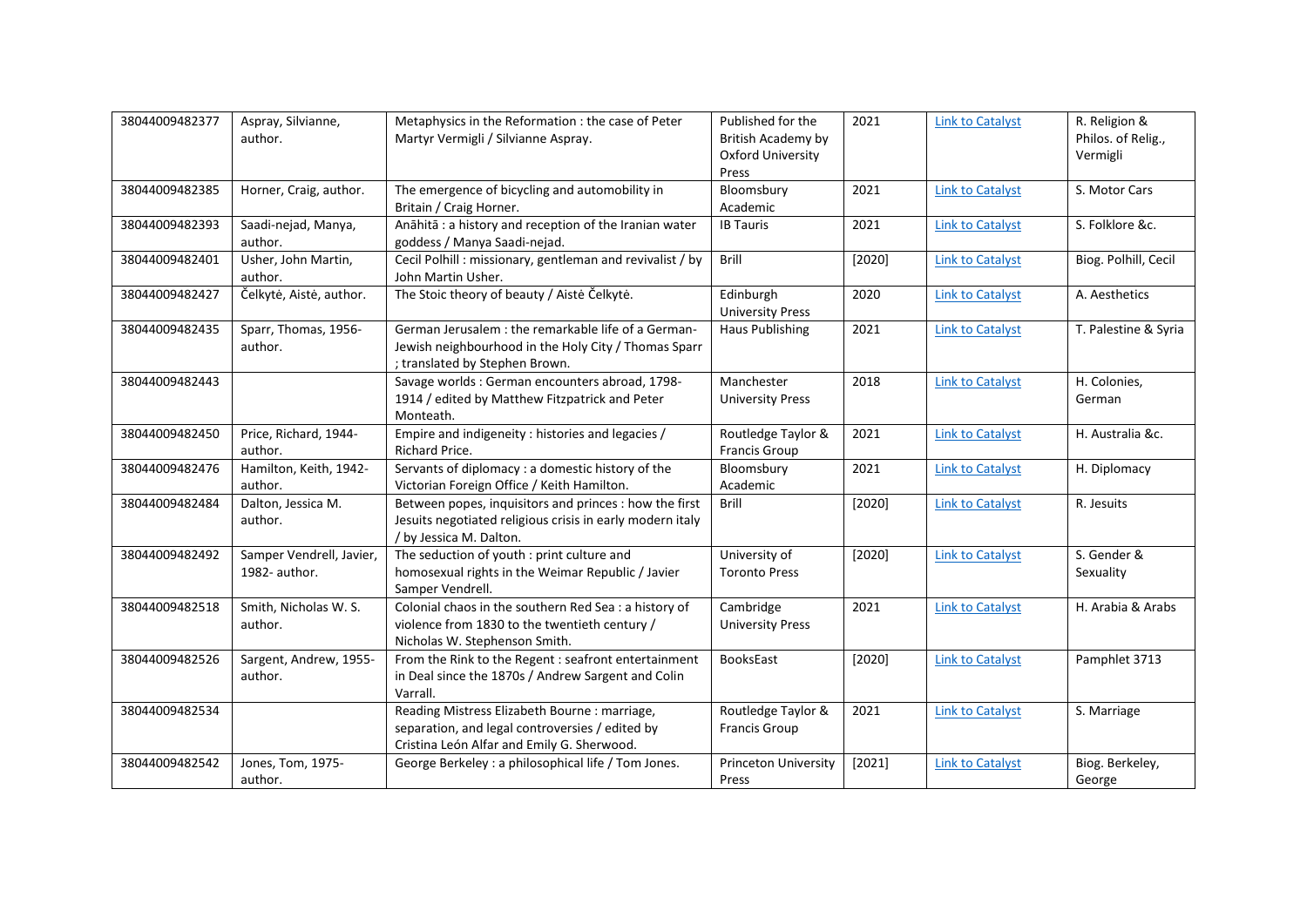| 38044009482377 | Aspray, Silvianne, author. | Metaphysics in the Reformation : the case of Peter Martyr Vermigli / Silvianne Aspray. | Published for the British Academy by Oxford University Press | 2021 | Link to Catalyst | R. Religion & Philos. of Relig., Vermigli |
|---|---|---|---|---|---|---|
| 38044009482385 | Horner, Craig, author. | The emergence of bicycling and automobility in Britain / Craig Horner. | Bloomsbury Academic | 2021 | Link to Catalyst | S. Motor Cars |
| 38044009482393 | Saadi-nejad, Manya, author. | Anāhitā : a history and reception of the Iranian water goddess / Manya Saadi-nejad. | IB Tauris | 2021 | Link to Catalyst | S. Folklore &c. |
| 38044009482401 | Usher, John Martin, author. | Cecil Polhill : missionary, gentleman and revivalist / by John Martin Usher. | Brill | [2020] | Link to Catalyst | Biog. Polhill, Cecil |
| 38044009482427 | Čelkytė, Aistė, author. | The Stoic theory of beauty / Aistė Čelkytė. | Edinburgh University Press | 2020 | Link to Catalyst | A. Aesthetics |
| 38044009482435 | Sparr, Thomas, 1956- author. | German Jerusalem : the remarkable life of a German-Jewish neighbourhood in the Holy City / Thomas Sparr ; translated by Stephen Brown. | Haus Publishing | 2021 | Link to Catalyst | T. Palestine & Syria |
| 38044009482443 | | Savage worlds : German encounters abroad, 1798-1914 / edited by Matthew Fitzpatrick and Peter Monteath. | Manchester University Press | 2018 | Link to Catalyst | H. Colonies, German |
| 38044009482450 | Price, Richard, 1944- author. | Empire and indigeneity : histories and legacies / Richard Price. | Routledge Taylor & Francis Group | 2021 | Link to Catalyst | H. Australia &c. |
| 38044009482476 | Hamilton, Keith, 1942- author. | Servants of diplomacy : a domestic history of the Victorian Foreign Office / Keith Hamilton. | Bloomsbury Academic | 2021 | Link to Catalyst | H. Diplomacy |
| 38044009482484 | Dalton, Jessica M. author. | Between popes, inquisitors and princes : how the first Jesuits negotiated religious crisis in early modern italy / by Jessica M. Dalton. | Brill | [2020] | Link to Catalyst | R. Jesuits |
| 38044009482492 | Samper Vendrell, Javier, 1982- author. | The seduction of youth : print culture and homosexual rights in the Weimar Republic / Javier Samper Vendrell. | University of Toronto Press | [2020] | Link to Catalyst | S. Gender & Sexuality |
| 38044009482518 | Smith, Nicholas W. S. author. | Colonial chaos in the southern Red Sea : a history of violence from 1830 to the twentieth century / Nicholas W. Stephenson Smith. | Cambridge University Press | 2021 | Link to Catalyst | H. Arabia & Arabs |
| 38044009482526 | Sargent, Andrew, 1955- author. | From the Rink to the Regent : seafront entertainment in Deal since the 1870s / Andrew Sargent and Colin Varrall. | BooksEast | [2020] | Link to Catalyst | Pamphlet 3713 |
| 38044009482534 | | Reading Mistress Elizabeth Bourne : marriage, separation, and legal controversies / edited by Cristina León Alfar and Emily G. Sherwood. | Routledge Taylor & Francis Group | 2021 | Link to Catalyst | S. Marriage |
| 38044009482542 | Jones, Tom, 1975- author. | George Berkeley : a philosophical life / Tom Jones. | Princeton University Press | [2021] | Link to Catalyst | Biog. Berkeley, George |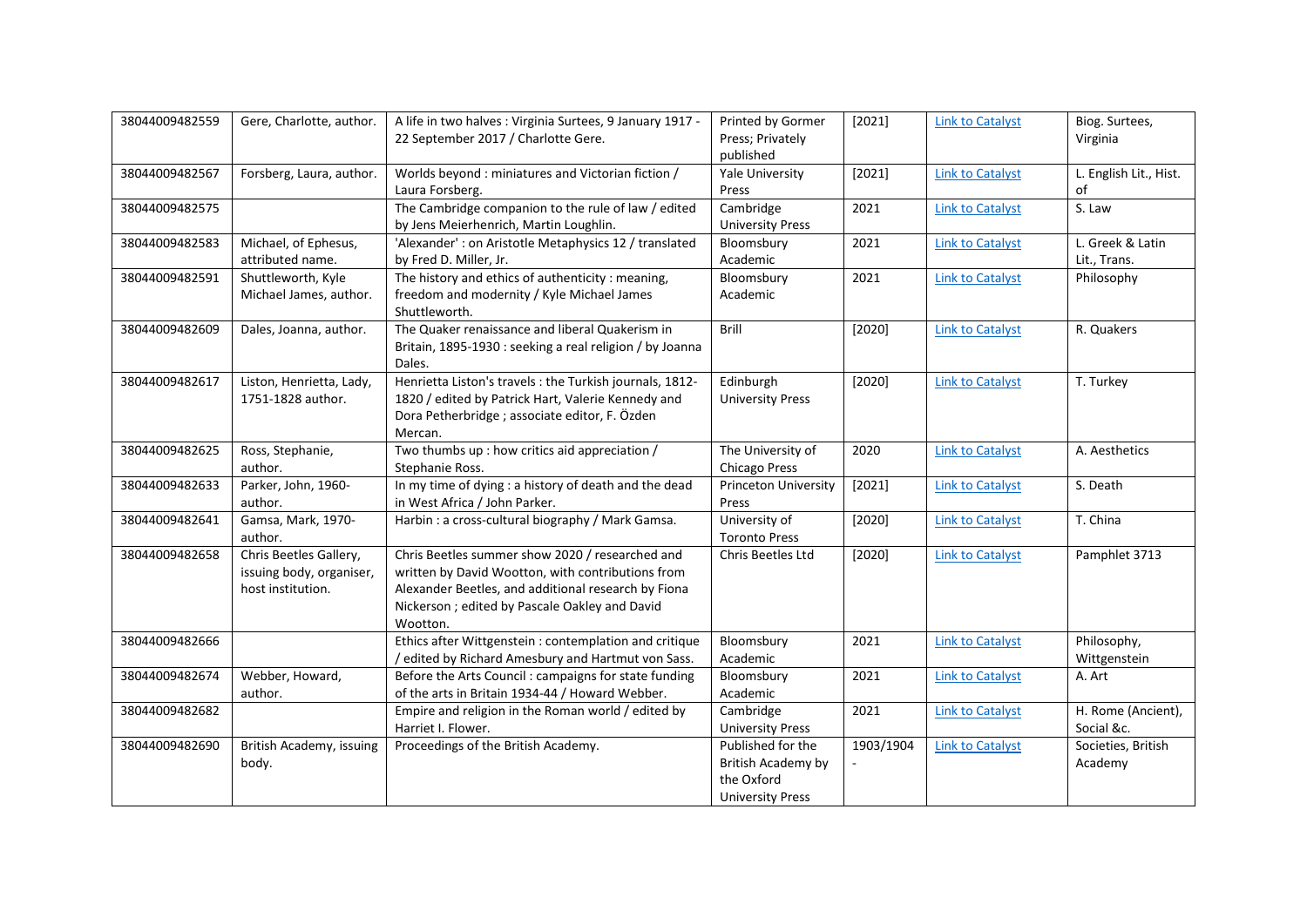| 38044009482559 | Gere, Charlotte, author. | A life in two halves : Virginia Surtees, 9 January 1917 - 22 September 2017 / Charlotte Gere. | Printed by Gormer Press; Privately published | [2021] | Link to Catalyst | Biog. Surtees, Virginia |
|---|---|---|---|---|---|---|
| 38044009482567 | Forsberg, Laura, author. | Worlds beyond : miniatures and Victorian fiction / Laura Forsberg. | Yale University Press | [2021] | Link to Catalyst | L. English Lit., Hist. of |
| 38044009482575 | | The Cambridge companion to the rule of law / edited by Jens Meierhenrich, Martin Loughlin. | Cambridge University Press | 2021 | Link to Catalyst | S. Law |
| 38044009482583 | Michael, of Ephesus, attributed name. | 'Alexander' : on Aristotle Metaphysics 12 / translated by Fred D. Miller, Jr. | Bloomsbury Academic | 2021 | Link to Catalyst | L. Greek & Latin Lit., Trans. |
| 38044009482591 | Shuttleworth, Kyle Michael James, author. | The history and ethics of authenticity : meaning, freedom and modernity / Kyle Michael James Shuttleworth. | Bloomsbury Academic | 2021 | Link to Catalyst | Philosophy |
| 38044009482609 | Dales, Joanna, author. | The Quaker renaissance and liberal Quakerism in Britain, 1895-1930 : seeking a real religion / by Joanna Dales. | Brill | [2020] | Link to Catalyst | R. Quakers |
| 38044009482617 | Liston, Henrietta, Lady, 1751-1828 author. | Henrietta Liston's travels : the Turkish journals, 1812-1820 / edited by Patrick Hart, Valerie Kennedy and Dora Petherbridge ; associate editor, F. Özden Mercan. | Edinburgh University Press | [2020] | Link to Catalyst | T. Turkey |
| 38044009482625 | Ross, Stephanie, author. | Two thumbs up : how critics aid appreciation / Stephanie Ross. | The University of Chicago Press | 2020 | Link to Catalyst | A. Aesthetics |
| 38044009482633 | Parker, John, 1960- author. | In my time of dying : a history of death and the dead in West Africa / John Parker. | Princeton University Press | [2021] | Link to Catalyst | S. Death |
| 38044009482641 | Gamsa, Mark, 1970- author. | Harbin : a cross-cultural biography / Mark Gamsa. | University of Toronto Press | [2020] | Link to Catalyst | T. China |
| 38044009482658 | Chris Beetles Gallery, issuing body, organiser, host institution. | Chris Beetles summer show 2020 / researched and written by David Wootton, with contributions from Alexander Beetles, and additional research by Fiona Nickerson ; edited by Pascale Oakley and David Wootton. | Chris Beetles Ltd | [2020] | Link to Catalyst | Pamphlet 3713 |
| 38044009482666 | | Ethics after Wittgenstein : contemplation and critique / edited by Richard Amesbury and Hartmut von Sass. | Bloomsbury Academic | 2021 | Link to Catalyst | Philosophy, Wittgenstein |
| 38044009482674 | Webber, Howard, author. | Before the Arts Council : campaigns for state funding of the arts in Britain 1934-44 / Howard Webber. | Bloomsbury Academic | 2021 | Link to Catalyst | A. Art |
| 38044009482682 | | Empire and religion in the Roman world / edited by Harriet I. Flower. | Cambridge University Press | 2021 | Link to Catalyst | H. Rome (Ancient), Social &c. |
| 38044009482690 | British Academy, issuing body. | Proceedings of the British Academy. | Published for the British Academy by the Oxford University Press | 1903/1904 - | Link to Catalyst | Societies, British Academy |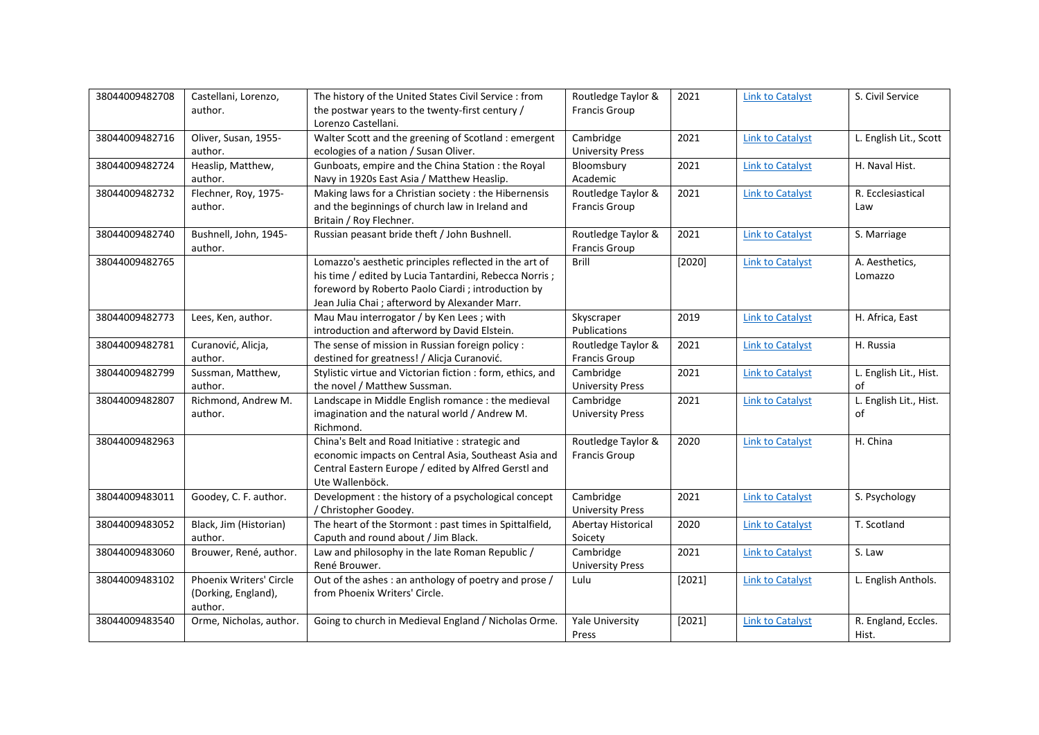| 38044009482708 | Castellani, Lorenzo, author. | The history of the United States Civil Service : from the postwar years to the twenty-first century / Lorenzo Castellani. | Routledge Taylor & Francis Group | 2021 | Link to Catalyst | S. Civil Service |
|---|---|---|---|---|---|---|
| 38044009482716 | Oliver, Susan, 1955- author. | Walter Scott and the greening of Scotland : emergent ecologies of a nation / Susan Oliver. | Cambridge University Press | 2021 | Link to Catalyst | L. English Lit., Scott |
| 38044009482724 | Heaslip, Matthew, author. | Gunboats, empire and the China Station : the Royal Navy in 1920s East Asia / Matthew Heaslip. | Bloomsbury Academic | 2021 | Link to Catalyst | H. Naval Hist. |
| 38044009482732 | Flechner, Roy, 1975- author. | Making laws for a Christian society : the Hibernensis and the beginnings of church law in Ireland and Britain / Roy Flechner. | Routledge Taylor & Francis Group | 2021 | Link to Catalyst | R. Ecclesiastical Law |
| 38044009482740 | Bushnell, John, 1945- author. | Russian peasant bride theft / John Bushnell. | Routledge Taylor & Francis Group | 2021 | Link to Catalyst | S. Marriage |
| 38044009482765 | | Lomazzo's aesthetic principles reflected in the art of his time / edited by Lucia Tantardini, Rebecca Norris ; foreword by Roberto Paolo Ciardi ; introduction by Jean Julia Chai ; afterword by Alexander Marr. | Brill | [2020] | Link to Catalyst | A. Aesthetics, Lomazzo |
| 38044009482773 | Lees, Ken, author. | Mau Mau interrogator / by Ken Lees ; with introduction and afterword by David Elstein. | Skyscraper Publications | 2019 | Link to Catalyst | H. Africa, East |
| 38044009482781 | Curanović, Alicja, author. | The sense of mission in Russian foreign policy : destined for greatness! / Alicja Curanović. | Routledge Taylor & Francis Group | 2021 | Link to Catalyst | H. Russia |
| 38044009482799 | Sussman, Matthew, author. | Stylistic virtue and Victorian fiction : form, ethics, and the novel / Matthew Sussman. | Cambridge University Press | 2021 | Link to Catalyst | L. English Lit., Hist. of |
| 38044009482807 | Richmond, Andrew M. author. | Landscape in Middle English romance : the medieval imagination and the natural world / Andrew M. Richmond. | Cambridge University Press | 2021 | Link to Catalyst | L. English Lit., Hist. of |
| 38044009482963 | | China's Belt and Road Initiative : strategic and economic impacts on Central Asia, Southeast Asia and Central Eastern Europe / edited by Alfred Gerstl and Ute Wallenböck. | Routledge Taylor & Francis Group | 2020 | Link to Catalyst | H. China |
| 38044009483011 | Goodey, C. F. author. | Development : the history of a psychological concept / Christopher Goodey. | Cambridge University Press | 2021 | Link to Catalyst | S. Psychology |
| 38044009483052 | Black, Jim (Historian) author. | The heart of the Stormont : past times in Spittalfield, Caputh and round about / Jim Black. | Abertay Historical Soicety | 2020 | Link to Catalyst | T. Scotland |
| 38044009483060 | Brouwer, René, author. | Law and philosophy in the late Roman Republic / René Brouwer. | Cambridge University Press | 2021 | Link to Catalyst | S. Law |
| 38044009483102 | Phoenix Writers' Circle (Dorking, England), author. | Out of the ashes : an anthology of poetry and prose / from Phoenix Writers' Circle. | Lulu | [2021] | Link to Catalyst | L. English Anthols. |
| 38044009483540 | Orme, Nicholas, author. | Going to church in Medieval England / Nicholas Orme. | Yale University Press | [2021] | Link to Catalyst | R. England, Eccles. Hist. |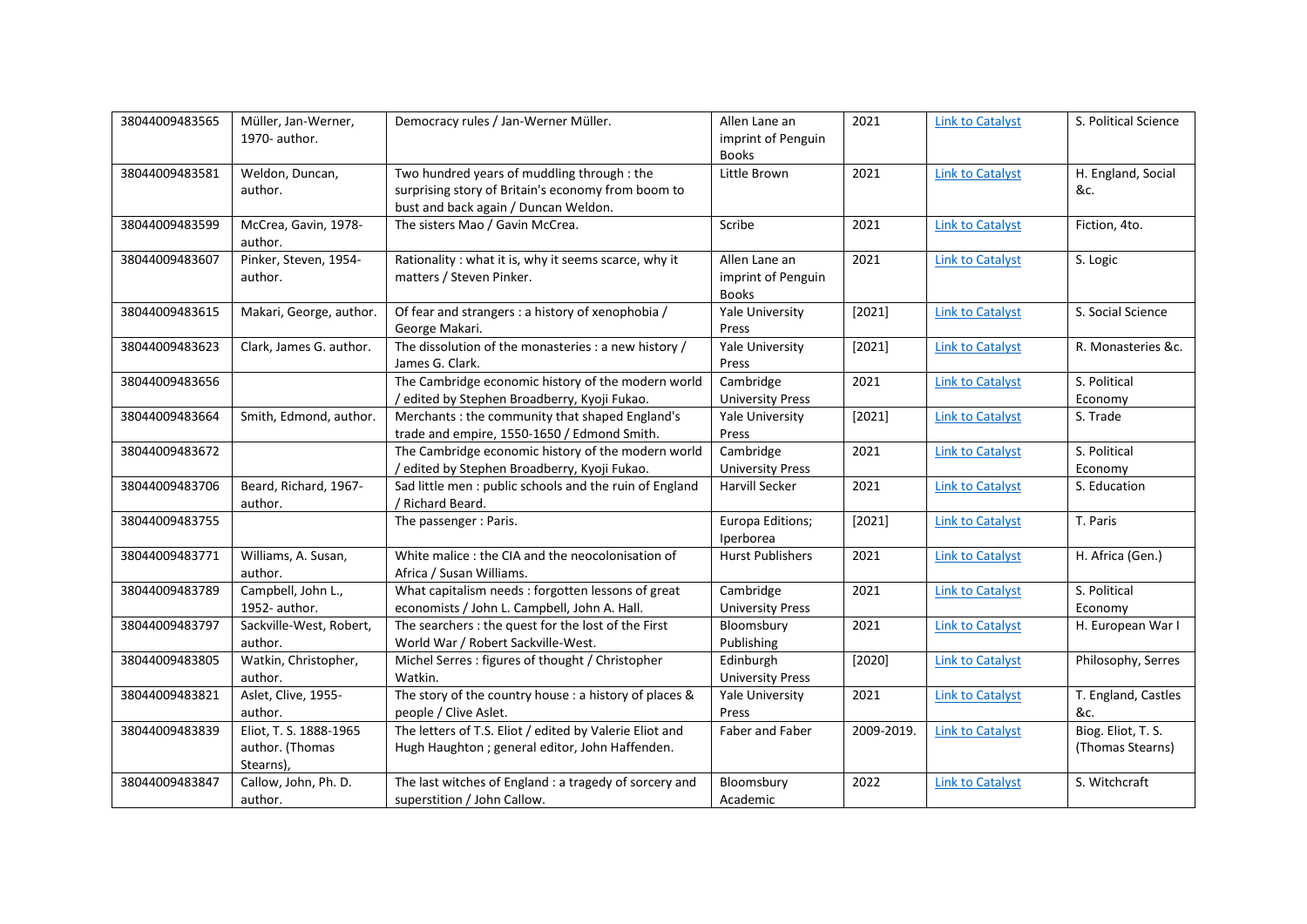| 38044009483565 | Müller, Jan-Werner, 1970- author. | Democracy rules / Jan-Werner Müller. | Allen Lane an imprint of Penguin Books | 2021 | Link to Catalyst | S. Political Science |
|---|---|---|---|---|---|---|
| 38044009483581 | Weldon, Duncan, author. | Two hundred years of muddling through : the surprising story of Britain's economy from boom to bust and back again / Duncan Weldon. | Little Brown | 2021 | Link to Catalyst | H. England, Social &c. |
| 38044009483599 | McCrea, Gavin, 1978- author. | The sisters Mao / Gavin McCrea. | Scribe | 2021 | Link to Catalyst | Fiction, 4to. |
| 38044009483607 | Pinker, Steven, 1954- author. | Rationality : what it is, why it seems scarce, why it matters / Steven Pinker. | Allen Lane an imprint of Penguin Books | 2021 | Link to Catalyst | S. Logic |
| 38044009483615 | Makari, George, author. | Of fear and strangers : a history of xenophobia / George Makari. | Yale University Press | [2021] | Link to Catalyst | S. Social Science |
| 38044009483623 | Clark, James G. author. | The dissolution of the monasteries : a new history / James G. Clark. | Yale University Press | [2021] | Link to Catalyst | R. Monasteries &c. |
| 38044009483656 | | The Cambridge economic history of the modern world / edited by Stephen Broadberry, Kyoji Fukao. | Cambridge University Press | 2021 | Link to Catalyst | S. Political Economy |
| 38044009483664 | Smith, Edmond, author. | Merchants : the community that shaped England's trade and empire, 1550-1650 / Edmond Smith. | Yale University Press | [2021] | Link to Catalyst | S. Trade |
| 38044009483672 | | The Cambridge economic history of the modern world / edited by Stephen Broadberry, Kyoji Fukao. | Cambridge University Press | 2021 | Link to Catalyst | S. Political Economy |
| 38044009483706 | Beard, Richard, 1967- author. | Sad little men : public schools and the ruin of England / Richard Beard. | Harvill Secker | 2021 | Link to Catalyst | S. Education |
| 38044009483755 | | The passenger : Paris. | Europa Editions; Iperborea | [2021] | Link to Catalyst | T. Paris |
| 38044009483771 | Williams, A. Susan, author. | White malice : the CIA and the neocolonisation of Africa / Susan Williams. | Hurst Publishers | 2021 | Link to Catalyst | H. Africa (Gen.) |
| 38044009483789 | Campbell, John L., 1952- author. | What capitalism needs : forgotten lessons of great economists / John L. Campbell, John A. Hall. | Cambridge University Press | 2021 | Link to Catalyst | S. Political Economy |
| 38044009483797 | Sackville-West, Robert, author. | The searchers : the quest for the lost of the First World War / Robert Sackville-West. | Bloomsbury Publishing | 2021 | Link to Catalyst | H. European War I |
| 38044009483805 | Watkin, Christopher, author. | Michel Serres : figures of thought / Christopher Watkin. | Edinburgh University Press | [2020] | Link to Catalyst | Philosophy, Serres |
| 38044009483821 | Aslet, Clive, 1955- author. | The story of the country house : a history of places & people / Clive Aslet. | Yale University Press | 2021 | Link to Catalyst | T. England, Castles &c. |
| 38044009483839 | Eliot, T. S. 1888-1965 author. (Thomas Stearns), | The letters of T.S. Eliot / edited by Valerie Eliot and Hugh Haughton ; general editor, John Haffenden. | Faber and Faber | 2009-2019. | Link to Catalyst | Biog. Eliot, T. S. (Thomas Stearns) |
| 38044009483847 | Callow, John, Ph. D. author. | The last witches of England : a tragedy of sorcery and superstition / John Callow. | Bloomsbury Academic | 2022 | Link to Catalyst | S. Witchcraft |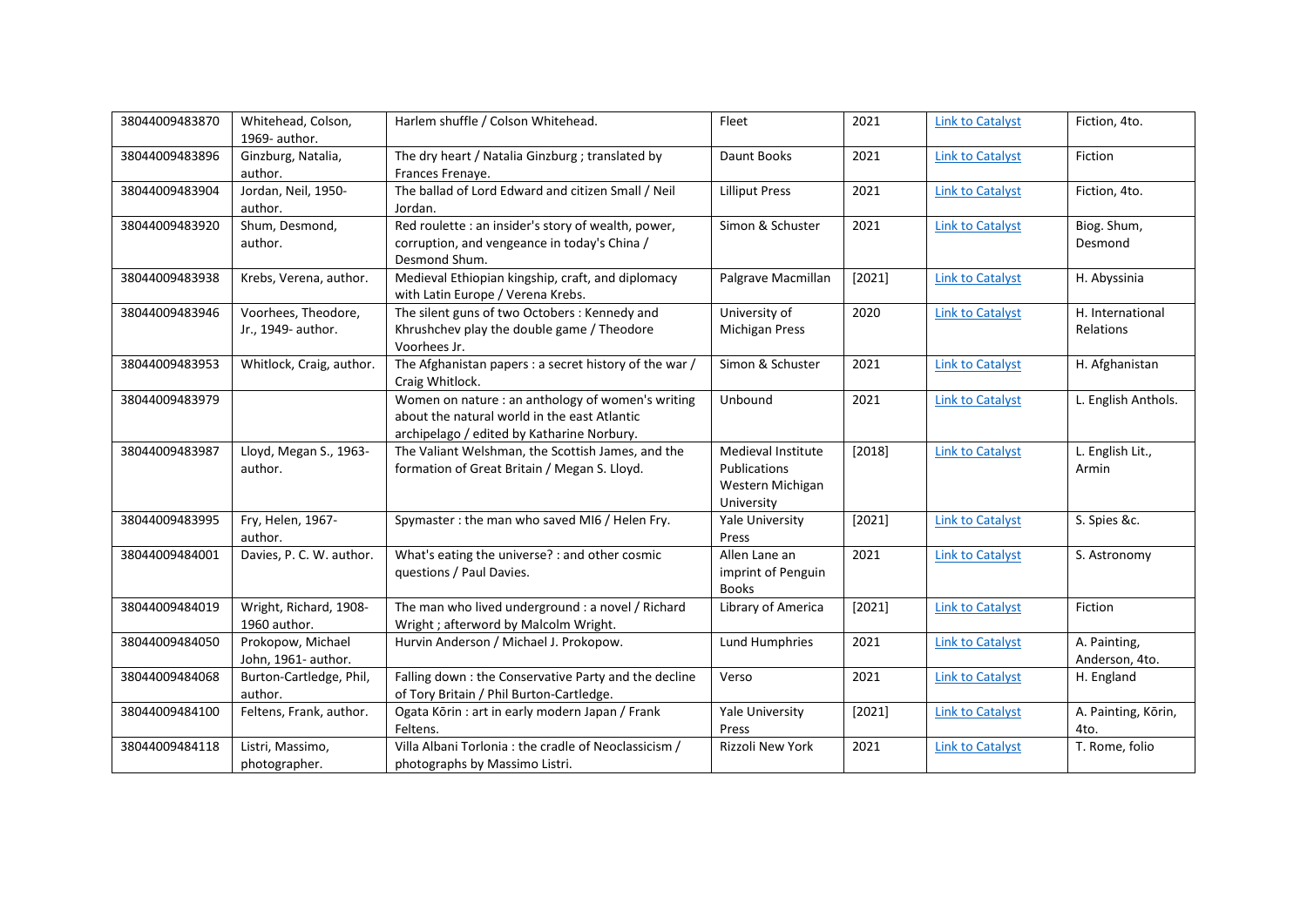| | | | | | | |
|---|---|---|---|---|---|---|
| 38044009483870 | Whitehead, Colson, 1969- author. | Harlem shuffle / Colson Whitehead. | Fleet | 2021 | Link to Catalyst | Fiction, 4to. |
| 38044009483896 | Ginzburg, Natalia, author. | The dry heart / Natalia Ginzburg ; translated by Frances Frenaye. | Daunt Books | 2021 | Link to Catalyst | Fiction |
| 38044009483904 | Jordan, Neil, 1950- author. | The ballad of Lord Edward and citizen Small / Neil Jordan. | Lilliput Press | 2021 | Link to Catalyst | Fiction, 4to. |
| 38044009483920 | Shum, Desmond, author. | Red roulette : an insider's story of wealth, power, corruption, and vengeance in today's China / Desmond Shum. | Simon & Schuster | 2021 | Link to Catalyst | Biog. Shum, Desmond |
| 38044009483938 | Krebs, Verena, author. | Medieval Ethiopian kingship, craft, and diplomacy with Latin Europe / Verena Krebs. | Palgrave Macmillan | [2021] | Link to Catalyst | H. Abyssinia |
| 38044009483946 | Voorhees, Theodore, Jr., 1949- author. | The silent guns of two Octobers : Kennedy and Khrushchev play the double game / Theodore Voorhees Jr. | University of Michigan Press | 2020 | Link to Catalyst | H. International Relations |
| 38044009483953 | Whitlock, Craig, author. | The Afghanistan papers : a secret history of the war / Craig Whitlock. | Simon & Schuster | 2021 | Link to Catalyst | H. Afghanistan |
| 38044009483979 | | Women on nature : an anthology of women's writing about the natural world in the east Atlantic archipelago / edited by Katharine Norbury. | Unbound | 2021 | Link to Catalyst | L. English Anthols. |
| 38044009483987 | Lloyd, Megan S., 1963- author. | The Valiant Welshman, the Scottish James, and the formation of Great Britain / Megan S. Lloyd. | Medieval Institute Publications Western Michigan University | [2018] | Link to Catalyst | L. English Lit., Armin |
| 38044009483995 | Fry, Helen, 1967- author. | Spymaster : the man who saved MI6 / Helen Fry. | Yale University Press | [2021] | Link to Catalyst | S. Spies &c. |
| 38044009484001 | Davies, P. C. W. author. | What's eating the universe? : and other cosmic questions / Paul Davies. | Allen Lane an imprint of Penguin Books | 2021 | Link to Catalyst | S. Astronomy |
| 38044009484019 | Wright, Richard, 1908-1960 author. | The man who lived underground : a novel / Richard Wright ; afterword by Malcolm Wright. | Library of America | [2021] | Link to Catalyst | Fiction |
| 38044009484050 | Prokopow, Michael John, 1961- author. | Hurvin Anderson / Michael J. Prokopow. | Lund Humphries | 2021 | Link to Catalyst | A. Painting, Anderson, 4to. |
| 38044009484068 | Burton-Cartledge, Phil, author. | Falling down : the Conservative Party and the decline of Tory Britain / Phil Burton-Cartledge. | Verso | 2021 | Link to Catalyst | H. England |
| 38044009484100 | Feltens, Frank, author. | Ogata Kōrin : art in early modern Japan / Frank Feltens. | Yale University Press | [2021] | Link to Catalyst | A. Painting, Kōrin, 4to. |
| 38044009484118 | Listri, Massimo, photographer. | Villa Albani Torlonia : the cradle of Neoclassicism / photographs by Massimo Listri. | Rizzoli New York | 2021 | Link to Catalyst | T. Rome, folio |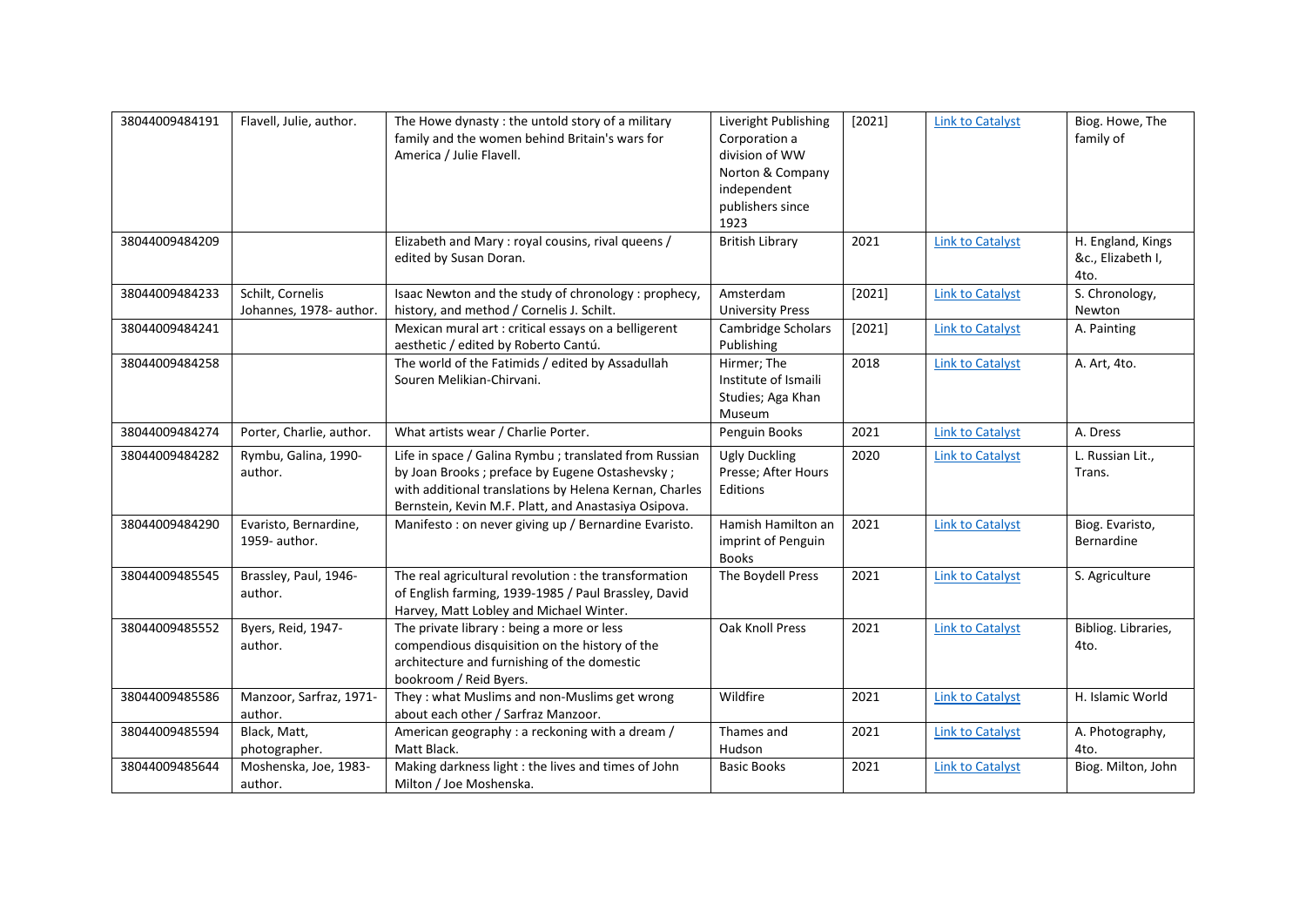| | | | | | | |
|---|---|---|---|---|---|---|
| 38044009484191 | Flavell, Julie, author. | The Howe dynasty : the untold story of a military family and the women behind Britain's wars for America / Julie Flavell. | Liveright Publishing Corporation a division of WW Norton & Company independent publishers since 1923 | [2021] | Link to Catalyst | Biog. Howe, The family of |
| 38044009484209 | | Elizabeth and Mary : royal cousins, rival queens / edited by Susan Doran. | British Library | 2021 | Link to Catalyst | H. England, Kings &c., Elizabeth I, 4to. |
| 38044009484233 | Schilt, Cornelis Johannes, 1978- author. | Isaac Newton and the study of chronology : prophecy, history, and method / Cornelis J. Schilt. | Amsterdam University Press | [2021] | Link to Catalyst | S. Chronology, Newton |
| 38044009484241 | | Mexican mural art : critical essays on a belligerent aesthetic / edited by Roberto Cantú. | Cambridge Scholars Publishing | [2021] | Link to Catalyst | A. Painting |
| 38044009484258 | | The world of the Fatimids / edited by Assadullah Souren Melikian-Chirvani. | Hirmer; The Institute of Ismaili Studies; Aga Khan Museum | 2018 | Link to Catalyst | A. Art, 4to. |
| 38044009484274 | Porter, Charlie, author. | What artists wear / Charlie Porter. | Penguin Books | 2021 | Link to Catalyst | A. Dress |
| 38044009484282 | Rymbu, Galina, 1990- author. | Life in space / Galina Rymbu ; translated from Russian by Joan Brooks ; preface by Eugene Ostashevsky ; with additional translations by Helena Kernan, Charles Bernstein, Kevin M.F. Platt, and Anastasiya Osipova. | Ugly Duckling Presse; After Hours Editions | 2020 | Link to Catalyst | L. Russian Lit., Trans. |
| 38044009484290 | Evaristo, Bernardine, 1959- author. | Manifesto : on never giving up / Bernardine Evaristo. | Hamish Hamilton an imprint of Penguin Books | 2021 | Link to Catalyst | Biog. Evaristo, Bernardine |
| 38044009485545 | Brassley, Paul, 1946- author. | The real agricultural revolution : the transformation of English farming, 1939-1985 / Paul Brassley, David Harvey, Matt Lobley and Michael Winter. | The Boydell Press | 2021 | Link to Catalyst | S. Agriculture |
| 38044009485552 | Byers, Reid, 1947- author. | The private library : being a more or less compendious disquisition on the history of the architecture and furnishing of the domestic bookroom / Reid Byers. | Oak Knoll Press | 2021 | Link to Catalyst | Bibliog. Libraries, 4to. |
| 38044009485586 | Manzoor, Sarfraz, 1971- author. | They : what Muslims and non-Muslims get wrong about each other / Sarfraz Manzoor. | Wildfire | 2021 | Link to Catalyst | H. Islamic World |
| 38044009485594 | Black, Matt, photographer. | American geography : a reckoning with a dream / Matt Black. | Thames and Hudson | 2021 | Link to Catalyst | A. Photography, 4to. |
| 38044009485644 | Moshenska, Joe, 1983- author. | Making darkness light : the lives and times of John Milton / Joe Moshenska. | Basic Books | 2021 | Link to Catalyst | Biog. Milton, John |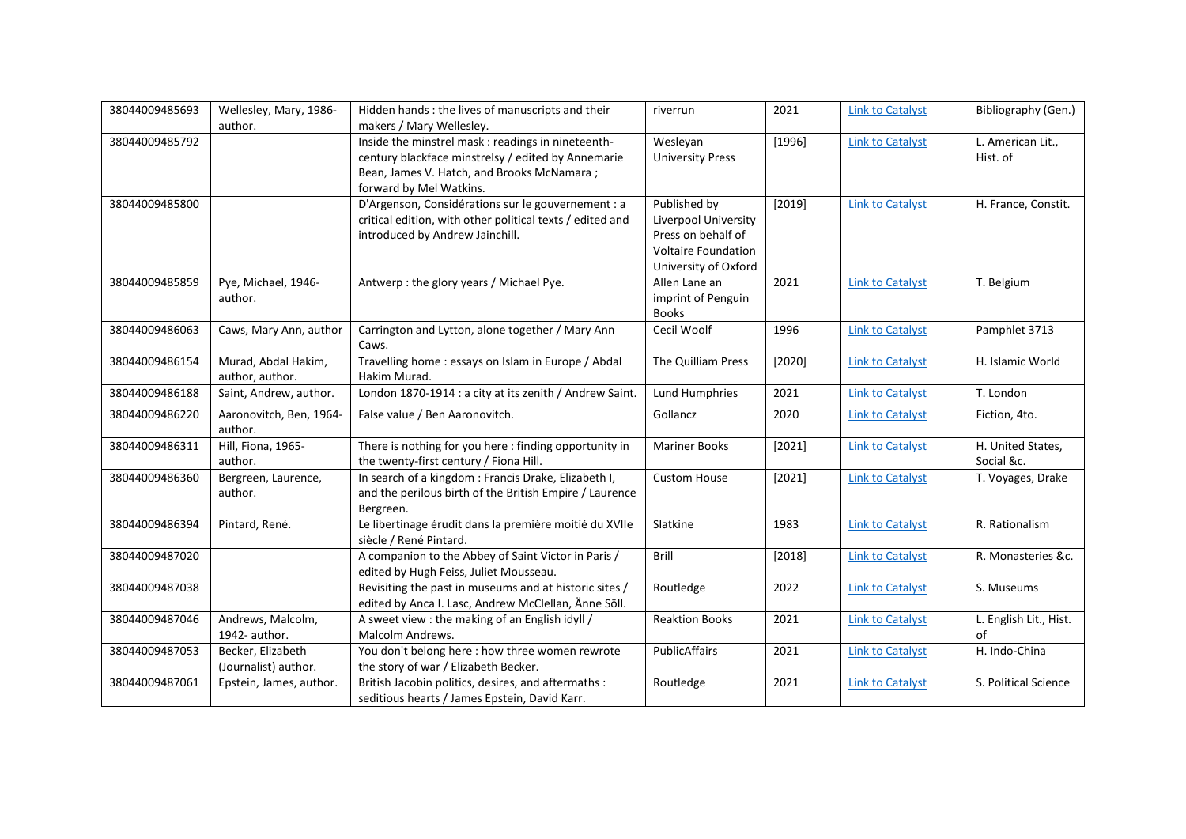| 38044009485693 | Wellesley, Mary, 1986- author. | Hidden hands : the lives of manuscripts and their makers / Mary Wellesley. | riverrun | 2021 | Link to Catalyst | Bibliography (Gen.) |
|---|---|---|---|---|---|---|
| 38044009485792 | | Inside the minstrel mask : readings in nineteenth-century blackface minstrelsy / edited by Annemarie Bean, James V. Hatch, and Brooks McNamara ; forward by Mel Watkins. | Wesleyan University Press | [1996] | Link to Catalyst | L. American Lit., Hist. of |
| 38044009485800 | | D'Argenson, Considérations sur le gouvernement : a critical edition, with other political texts / edited and introduced by Andrew Jainchill. | Published by Liverpool University Press on behalf of Voltaire Foundation University of Oxford | [2019] | Link to Catalyst | H. France, Constit. |
| 38044009485859 | Pye, Michael, 1946- author. | Antwerp : the glory years / Michael Pye. | Allen Lane an imprint of Penguin Books | 2021 | Link to Catalyst | T. Belgium |
| 38044009486063 | Caws, Mary Ann, author | Carrington and Lytton, alone together / Mary Ann Caws. | Cecil Woolf | 1996 | Link to Catalyst | Pamphlet 3713 |
| 38044009486154 | Murad, Abdal Hakim, author, author. | Travelling home : essays on Islam in Europe / Abdal Hakim Murad. | The Quilliam Press | [2020] | Link to Catalyst | H. Islamic World |
| 38044009486188 | Saint, Andrew, author. | London 1870-1914 : a city at its zenith / Andrew Saint. | Lund Humphries | 2021 | Link to Catalyst | T. London |
| 38044009486220 | Aaronovitch, Ben, 1964- author. | False value / Ben Aaronovitch. | Gollancz | 2020 | Link to Catalyst | Fiction, 4to. |
| 38044009486311 | Hill, Fiona, 1965- author. | There is nothing for you here : finding opportunity in the twenty-first century / Fiona Hill. | Mariner Books | [2021] | Link to Catalyst | H. United States, Social &c. |
| 38044009486360 | Bergreen, Laurence, author. | In search of a kingdom : Francis Drake, Elizabeth I, and the perilous birth of the British Empire / Laurence Bergreen. | Custom House | [2021] | Link to Catalyst | T. Voyages, Drake |
| 38044009486394 | Pintard, René. | Le libertinage érudit dans la première moitié du XVIIe siècle / René Pintard. | Slatkine | 1983 | Link to Catalyst | R. Rationalism |
| 38044009487020 | | A companion to the Abbey of Saint Victor in Paris / edited by Hugh Feiss, Juliet Mousseau. | Brill | [2018] | Link to Catalyst | R. Monasteries &c. |
| 38044009487038 | | Revisiting the past in museums and at historic sites / edited by Anca I. Lasc, Andrew McClellan, Änne Söll. | Routledge | 2022 | Link to Catalyst | S. Museums |
| 38044009487046 | Andrews, Malcolm, 1942- author. | A sweet view : the making of an English idyll / Malcolm Andrews. | Reaktion Books | 2021 | Link to Catalyst | L. English Lit., Hist. of |
| 38044009487053 | Becker, Elizabeth (Journalist) author. | You don't belong here : how three women rewrote the story of war / Elizabeth Becker. | PublicAffairs | 2021 | Link to Catalyst | H. Indo-China |
| 38044009487061 | Epstein, James, author. | British Jacobin politics, desires, and aftermaths : seditious hearts / James Epstein, David Karr. | Routledge | 2021 | Link to Catalyst | S. Political Science |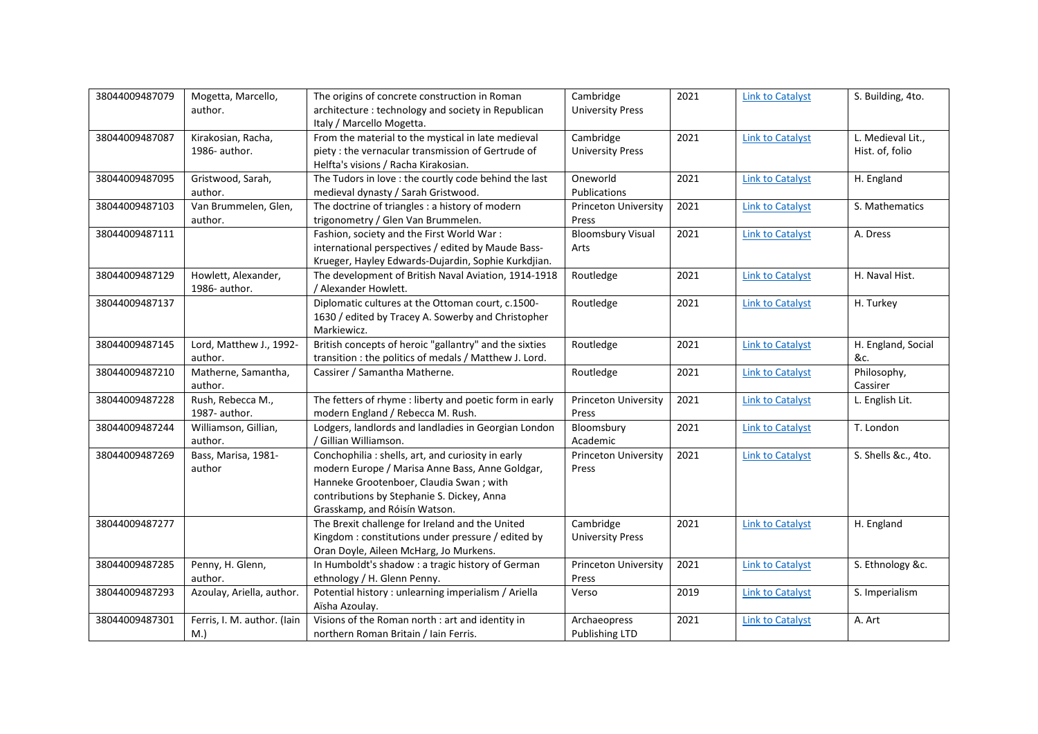| 38044009487079 | Mogetta, Marcello, author. | The origins of concrete construction in Roman architecture : technology and society in Republican Italy / Marcello Mogetta. | Cambridge University Press | 2021 | Link to Catalyst | S. Building, 4to. |
|---|---|---|---|---|---|---|
| 38044009487087 | Kirakosian, Racha, 1986- author. | From the material to the mystical in late medieval piety : the vernacular transmission of Gertrude of Helfta's visions / Racha Kirakosian. | Cambridge University Press | 2021 | Link to Catalyst | L. Medieval Lit., Hist. of, folio |
| 38044009487095 | Gristwood, Sarah, author. | The Tudors in love : the courtly code behind the last medieval dynasty / Sarah Gristwood. | Oneworld Publications | 2021 | Link to Catalyst | H. England |
| 38044009487103 | Van Brummelen, Glen, author. | The doctrine of triangles : a history of modern trigonometry / Glen Van Brummelen. | Princeton University Press | 2021 | Link to Catalyst | S. Mathematics |
| 38044009487111 | | Fashion, society and the First World War : international perspectives / edited by Maude Bass-Krueger, Hayley Edwards-Dujardin, Sophie Kurkdjian. | Bloomsbury Visual Arts | 2021 | Link to Catalyst | A. Dress |
| 38044009487129 | Howlett, Alexander, 1986- author. | The development of British Naval Aviation, 1914-1918 / Alexander Howlett. | Routledge | 2021 | Link to Catalyst | H. Naval Hist. |
| 38044009487137 | | Diplomatic cultures at the Ottoman court, c.1500-1630 / edited by Tracey A. Sowerby and Christopher Markiewicz. | Routledge | 2021 | Link to Catalyst | H. Turkey |
| 38044009487145 | Lord, Matthew J., 1992- author. | British concepts of heroic "gallantry" and the sixties transition : the politics of medals / Matthew J. Lord. | Routledge | 2021 | Link to Catalyst | H. England, Social &c. |
| 38044009487210 | Matherne, Samantha, author. | Cassirer / Samantha Matherne. | Routledge | 2021 | Link to Catalyst | Philosophy, Cassirer |
| 38044009487228 | Rush, Rebecca M., 1987- author. | The fetters of rhyme : liberty and poetic form in early modern England / Rebecca M. Rush. | Princeton University Press | 2021 | Link to Catalyst | L. English Lit. |
| 38044009487244 | Williamson, Gillian, author. | Lodgers, landlords and landladies in Georgian London / Gillian Williamson. | Bloomsbury Academic | 2021 | Link to Catalyst | T. London |
| 38044009487269 | Bass, Marisa, 1981- author | Conchophilia : shells, art, and curiosity in early modern Europe / Marisa Anne Bass, Anne Goldgar, Hanneke Grootenboer, Claudia Swan ; with contributions by Stephanie S. Dickey, Anna Grasskamp, and Róisín Watson. | Princeton University Press | 2021 | Link to Catalyst | S. Shells &c., 4to. |
| 38044009487277 | | The Brexit challenge for Ireland and the United Kingdom : constitutions under pressure / edited by Oran Doyle, Aileen McHarg, Jo Murkens. | Cambridge University Press | 2021 | Link to Catalyst | H. England |
| 38044009487285 | Penny, H. Glenn, author. | In Humboldt's shadow : a tragic history of German ethnology / H. Glenn Penny. | Princeton University Press | 2021 | Link to Catalyst | S. Ethnology &c. |
| 38044009487293 | Azoulay, Ariella, author. | Potential history : unlearning imperialism / Ariella Aïsha Azoulay. | Verso | 2019 | Link to Catalyst | S. Imperialism |
| 38044009487301 | Ferris, I. M. author. (Iain M.) | Visions of the Roman north : art and identity in northern Roman Britain / Iain Ferris. | Archaeopress Publishing LTD | 2021 | Link to Catalyst | A. Art |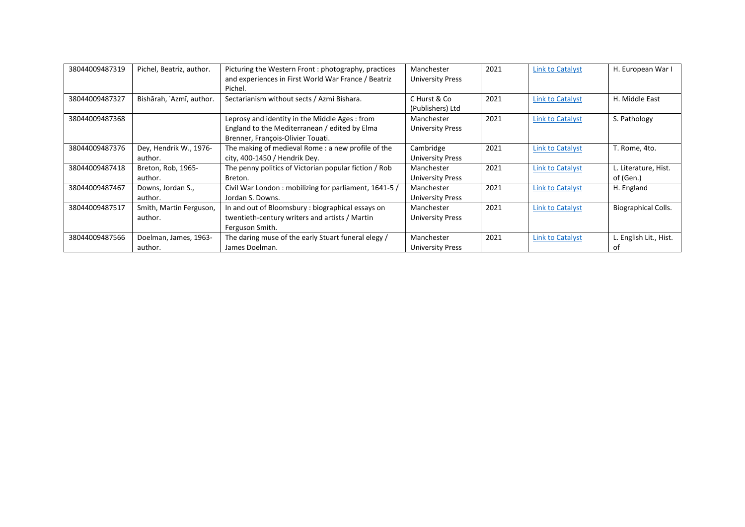| | | | | | | |
|---|---|---|---|---|---|---|
| 38044009487319 | Pichel, Beatriz, author. | Picturing the Western Front : photography, practices and experiences in First World War France / Beatriz Pichel. | Manchester University Press | 2021 | Link to Catalyst | H. European War I |
| 38044009487327 | Bishārah, ʻAzmī, author. | Sectarianism without sects / Azmi Bishara. | C Hurst & Co (Publishers) Ltd | 2021 | Link to Catalyst | H. Middle East |
| 38044009487368 | | Leprosy and identity in the Middle Ages : from England to the Mediterranean / edited by Elma Brenner, François-Olivier Touati. | Manchester University Press | 2021 | Link to Catalyst | S. Pathology |
| 38044009487376 | Dey, Hendrik W., 1976- author. | The making of medieval Rome : a new profile of the city, 400-1450 / Hendrik Dey. | Cambridge University Press | 2021 | Link to Catalyst | T. Rome, 4to. |
| 38044009487418 | Breton, Rob, 1965- author. | The penny politics of Victorian popular fiction / Rob Breton. | Manchester University Press | 2021 | Link to Catalyst | L. Literature, Hist. of (Gen.) |
| 38044009487467 | Downs, Jordan S., author. | Civil War London : mobilizing for parliament, 1641-5 / Jordan S. Downs. | Manchester University Press | 2021 | Link to Catalyst | H. England |
| 38044009487517 | Smith, Martin Ferguson, author. | In and out of Bloomsbury : biographical essays on twentieth-century writers and artists / Martin Ferguson Smith. | Manchester University Press | 2021 | Link to Catalyst | Biographical Colls. |
| 38044009487566 | Doelman, James, 1963- author. | The daring muse of the early Stuart funeral elegy / James Doelman. | Manchester University Press | 2021 | Link to Catalyst | L. English Lit., Hist. of |